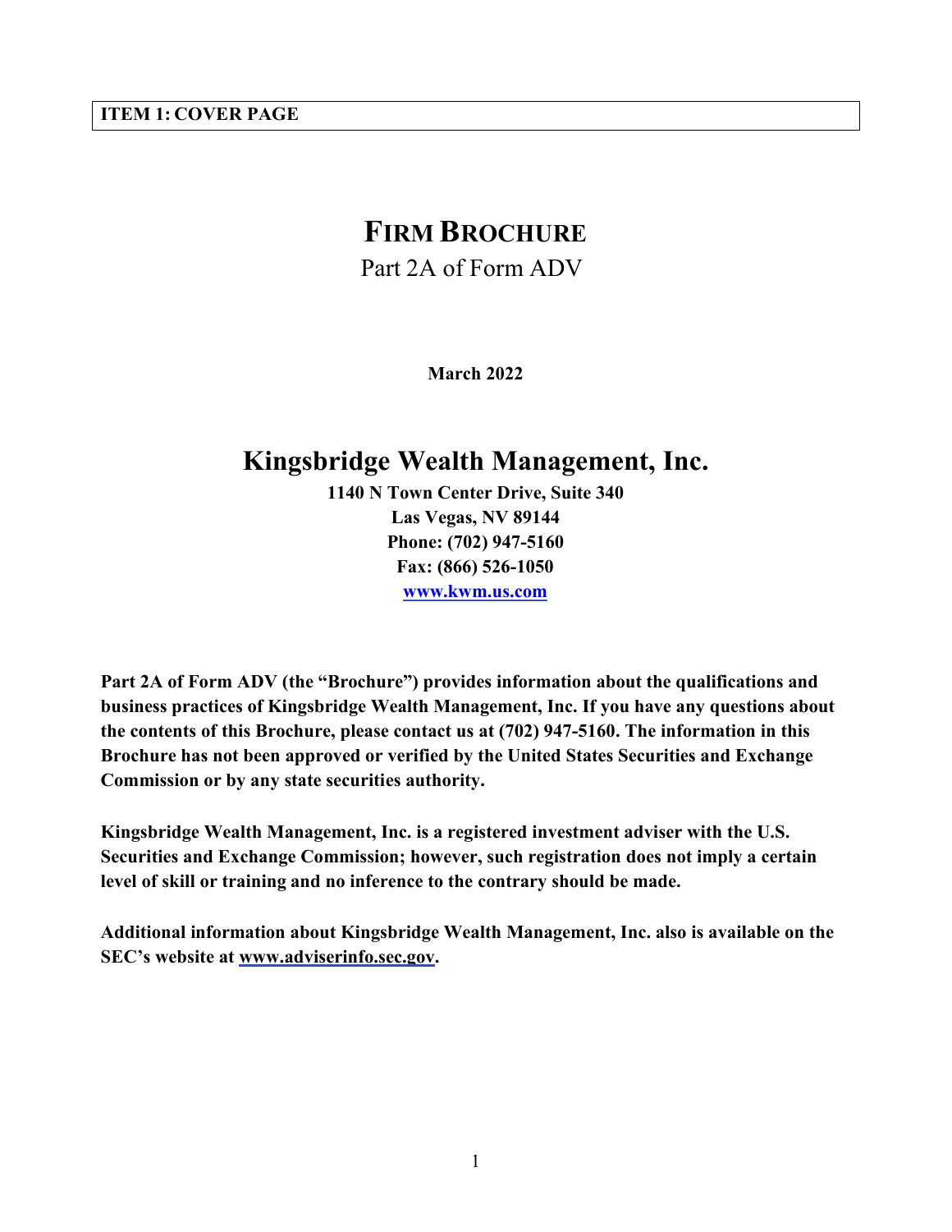**ITEM 1: COVER PAGE**

# FIRM BROCHURE

Part 2A of Form ADV

**March 2022**

## Kingsbridge Wealth Management, Inc.

**1140 N Town Center Drive, Suite 340**
**Las Vegas, NV 89144**
**Phone: (702) 947-5160**
**Fax: (866) 526-1050**
**www.kwm.us.com**

**Part 2A of Form ADV (the "Brochure") provides information about the qualifications and business practices of Kingsbridge Wealth Management, Inc. If you have any questions about the contents of this Brochure, please contact us at (702) 947-5160. The information in this Brochure has not been approved or verified by the United States Securities and Exchange Commission or by any state securities authority.**

**Kingsbridge Wealth Management, Inc. is a registered investment adviser with the U.S. Securities and Exchange Commission; however, such registration does not imply a certain level of skill or training and no inference to the contrary should be made.**

**Additional information about Kingsbridge Wealth Management, Inc. also is available on the SEC's website at www.adviserinfo.sec.gov.**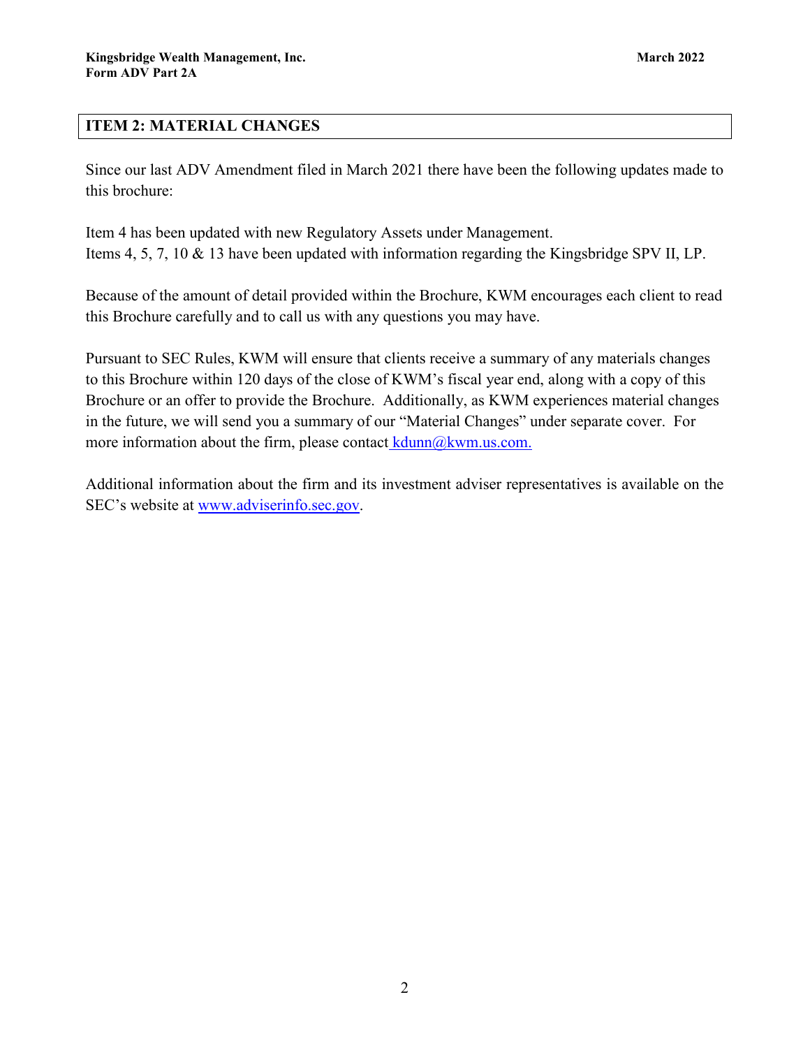## ITEM 2: MATERIAL CHANGES

Since our last ADV Amendment filed in March 2021 there have been the following updates made to this brochure:

Item 4 has been updated with new Regulatory Assets under Management.
Items 4, 5, 7, 10 & 13 have been updated with information regarding the Kingsbridge SPV II, LP.

Because of the amount of detail provided within the Brochure, KWM encourages each client to read this Brochure carefully and to call us with any questions you may have.

Pursuant to SEC Rules, KWM will ensure that clients receive a summary of any materials changes to this Brochure within 120 days of the close of KWM's fiscal year end, along with a copy of this Brochure or an offer to provide the Brochure. Additionally, as KWM experiences material changes in the future, we will send you a summary of our "Material Changes" under separate cover. For more information about the firm, please contact kdunn@kwm.us.com.

Additional information about the firm and its investment adviser representatives is available on the SEC's website at www.adviserinfo.sec.gov.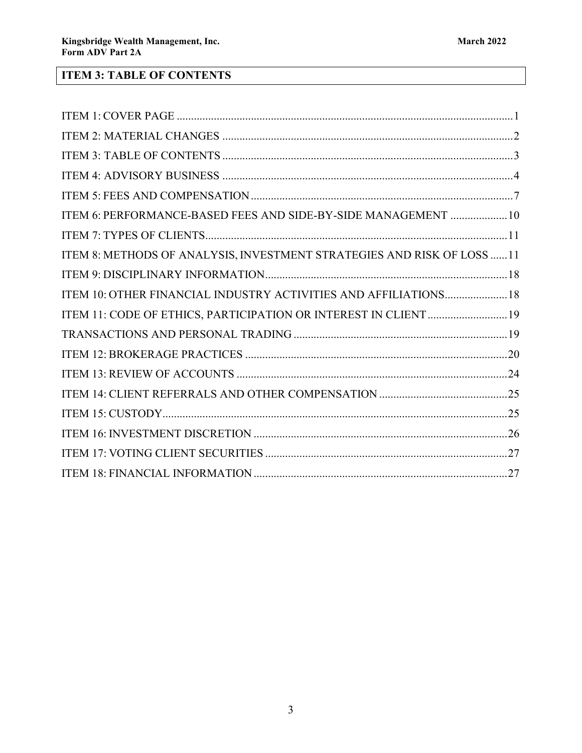## ITEM 3: TABLE OF CONTENTS

ITEM 1: COVER PAGE ....................................................................................................................1

ITEM 2: MATERIAL CHANGES ....................................................................................................2

ITEM 3: TABLE OF CONTENTS ....................................................................................................3

ITEM 4: ADVISORY BUSINESS ....................................................................................................4

ITEM 5: FEES AND COMPENSATION ..........................................................................................7

ITEM 6: PERFORMANCE-BASED FEES AND SIDE-BY-SIDE MANAGEMENT ....................10

ITEM 7: TYPES OF CLIENTS........................................................................................................11

ITEM 8: METHODS OF ANALYSIS, INVESTMENT STRATEGIES AND RISK OF LOSS ......11

ITEM 9: DISCIPLINARY INFORMATION....................................................................................18

ITEM 10: OTHER FINANCIAL INDUSTRY ACTIVITIES AND AFFILIATIONS......................18

ITEM 11: CODE OF ETHICS, PARTICIPATION OR INTEREST IN CLIENT ............................19

TRANSACTIONS AND PERSONAL TRADING ...........................................................................19

ITEM 12: BROKERAGE PRACTICES ...........................................................................................20

ITEM 13: REVIEW OF ACCOUNTS ..............................................................................................24

ITEM 14: CLIENT REFERRALS AND OTHER COMPENSATION .............................................25

ITEM 15: CUSTODY........................................................................................................................25

ITEM 16: INVESTMENT DISCRETION ........................................................................................26

ITEM 17: VOTING CLIENT SECURITIES ....................................................................................27

ITEM 18: FINANCIAL INFORMATION ........................................................................................27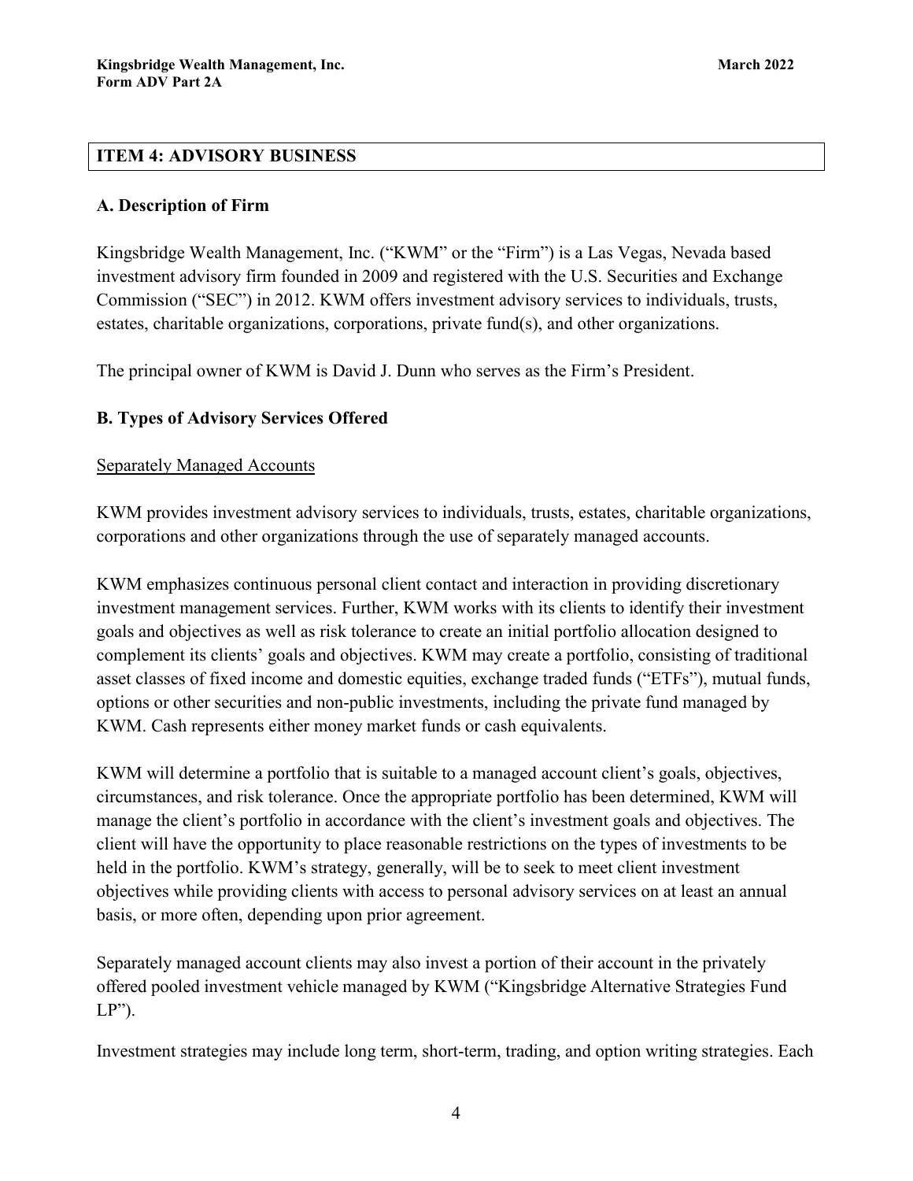## ITEM 4: ADVISORY BUSINESS

### A. Description of Firm

Kingsbridge Wealth Management, Inc. ("KWM" or the "Firm") is a Las Vegas, Nevada based investment advisory firm founded in 2009 and registered with the U.S. Securities and Exchange Commission ("SEC") in 2012. KWM offers investment advisory services to individuals, trusts, estates, charitable organizations, corporations, private fund(s), and other organizations.

The principal owner of KWM is David J. Dunn who serves as the Firm's President.

### B. Types of Advisory Services Offered

Separately Managed Accounts

KWM provides investment advisory services to individuals, trusts, estates, charitable organizations, corporations and other organizations through the use of separately managed accounts.

KWM emphasizes continuous personal client contact and interaction in providing discretionary investment management services. Further, KWM works with its clients to identify their investment goals and objectives as well as risk tolerance to create an initial portfolio allocation designed to complement its clients' goals and objectives. KWM may create a portfolio, consisting of traditional asset classes of fixed income and domestic equities, exchange traded funds ("ETFs"), mutual funds, options or other securities and non-public investments, including the private fund managed by KWM. Cash represents either money market funds or cash equivalents.

KWM will determine a portfolio that is suitable to a managed account client's goals, objectives, circumstances, and risk tolerance. Once the appropriate portfolio has been determined, KWM will manage the client's portfolio in accordance with the client's investment goals and objectives. The client will have the opportunity to place reasonable restrictions on the types of investments to be held in the portfolio. KWM's strategy, generally, will be to seek to meet client investment objectives while providing clients with access to personal advisory services on at least an annual basis, or more often, depending upon prior agreement.

Separately managed account clients may also invest a portion of their account in the privately offered pooled investment vehicle managed by KWM ("Kingsbridge Alternative Strategies Fund LP").

Investment strategies may include long term, short-term, trading, and option writing strategies. Each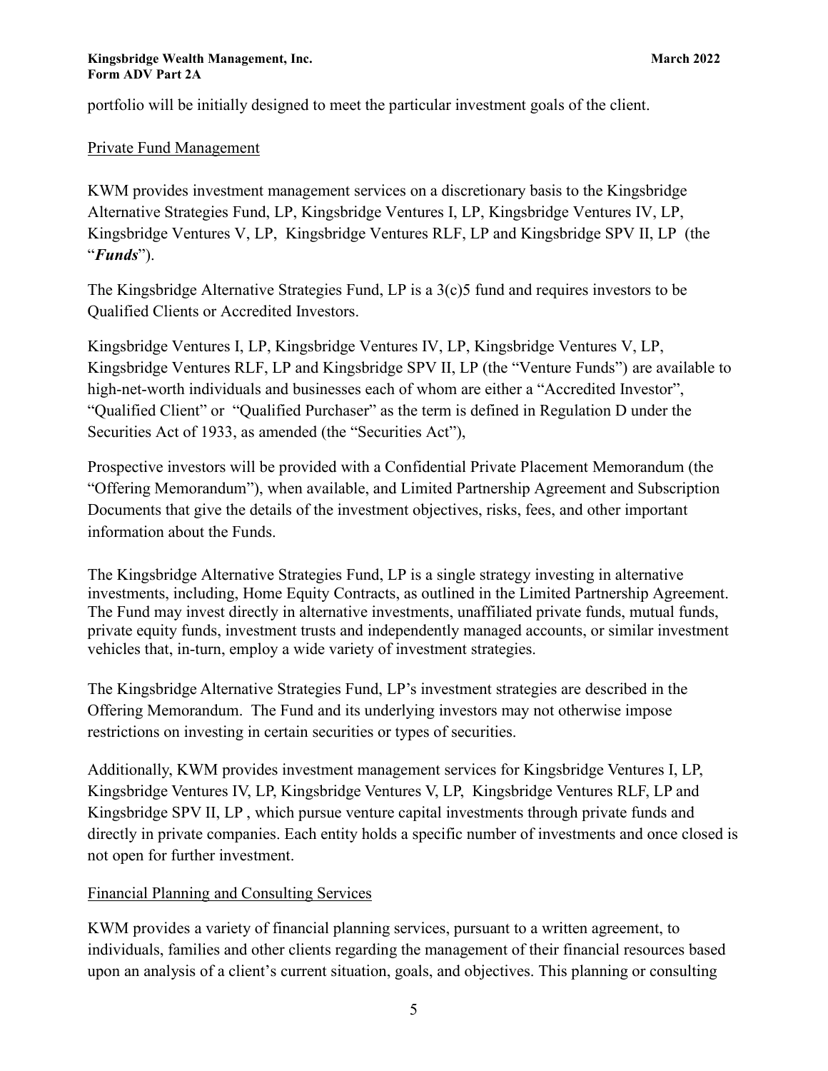portfolio will be initially designed to meet the particular investment goals of the client.

## Private Fund Management

KWM provides investment management services on a discretionary basis to the Kingsbridge Alternative Strategies Fund, LP, Kingsbridge Ventures I, LP, Kingsbridge Ventures IV, LP, Kingsbridge Ventures V, LP, Kingsbridge Ventures RLF, LP and Kingsbridge SPV II, LP (the "***Funds***").

The Kingsbridge Alternative Strategies Fund, LP is a 3(c)5 fund and requires investors to be Qualified Clients or Accredited Investors.

Kingsbridge Ventures I, LP, Kingsbridge Ventures IV, LP, Kingsbridge Ventures V, LP, Kingsbridge Ventures RLF, LP and Kingsbridge SPV II, LP (the "Venture Funds") are available to high-net-worth individuals and businesses each of whom are either a "Accredited Investor", "Qualified Client" or "Qualified Purchaser" as the term is defined in Regulation D under the Securities Act of 1933, as amended (the "Securities Act"),

Prospective investors will be provided with a Confidential Private Placement Memorandum (the "Offering Memorandum"), when available, and Limited Partnership Agreement and Subscription Documents that give the details of the investment objectives, risks, fees, and other important information about the Funds.

The Kingsbridge Alternative Strategies Fund, LP is a single strategy investing in alternative investments, including, Home Equity Contracts, as outlined in the Limited Partnership Agreement. The Fund may invest directly in alternative investments, unaffiliated private funds, mutual funds, private equity funds, investment trusts and independently managed accounts, or similar investment vehicles that, in-turn, employ a wide variety of investment strategies.

The Kingsbridge Alternative Strategies Fund, LP's investment strategies are described in the Offering Memorandum. The Fund and its underlying investors may not otherwise impose restrictions on investing in certain securities or types of securities.

Additionally, KWM provides investment management services for Kingsbridge Ventures I, LP, Kingsbridge Ventures IV, LP, Kingsbridge Ventures V, LP, Kingsbridge Ventures RLF, LP and Kingsbridge SPV II, LP , which pursue venture capital investments through private funds and directly in private companies. Each entity holds a specific number of investments and once closed is not open for further investment.

## Financial Planning and Consulting Services

KWM provides a variety of financial planning services, pursuant to a written agreement, to individuals, families and other clients regarding the management of their financial resources based upon an analysis of a client's current situation, goals, and objectives. This planning or consulting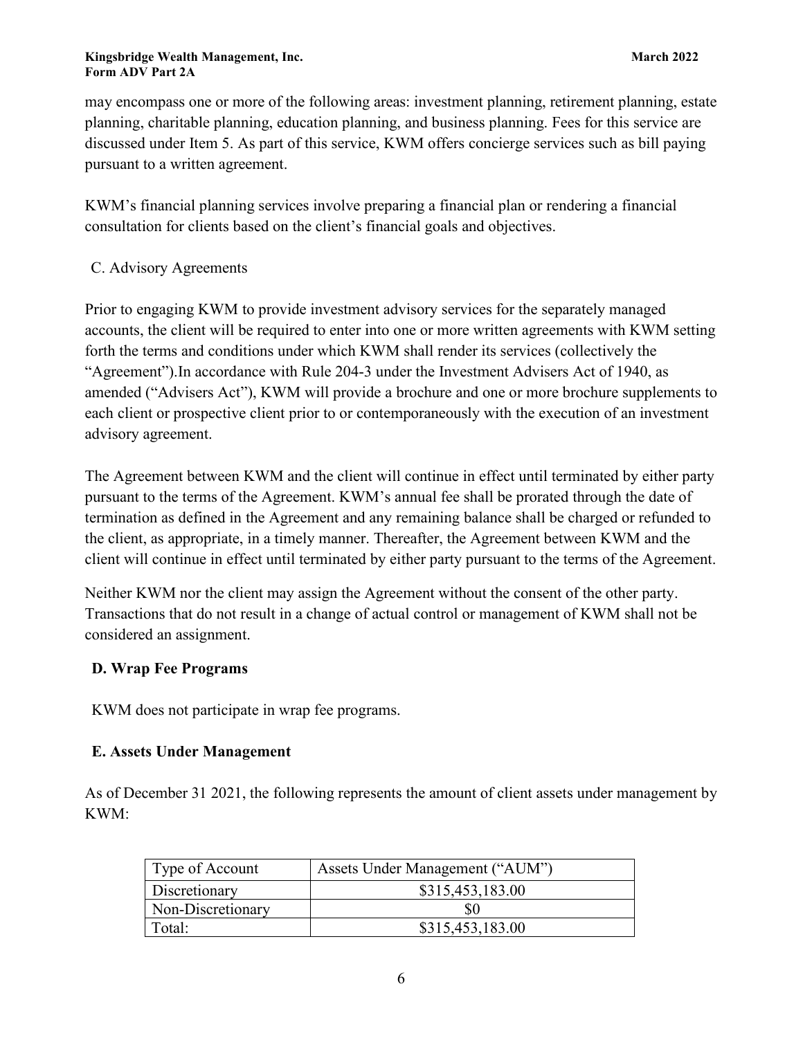may encompass one or more of the following areas: investment planning, retirement planning, estate planning, charitable planning, education planning, and business planning. Fees for this service are discussed under Item 5. As part of this service, KWM offers concierge services such as bill paying pursuant to a written agreement.

KWM's financial planning services involve preparing a financial plan or rendering a financial consultation for clients based on the client's financial goals and objectives.

C. Advisory Agreements

Prior to engaging KWM to provide investment advisory services for the separately managed accounts, the client will be required to enter into one or more written agreements with KWM setting forth the terms and conditions under which KWM shall render its services (collectively the "Agreement").In accordance with Rule 204-3 under the Investment Advisers Act of 1940, as amended ("Advisers Act"), KWM will provide a brochure and one or more brochure supplements to each client or prospective client prior to or contemporaneously with the execution of an investment advisory agreement.

The Agreement between KWM and the client will continue in effect until terminated by either party pursuant to the terms of the Agreement. KWM's annual fee shall be prorated through the date of termination as defined in the Agreement and any remaining balance shall be charged or refunded to the client, as appropriate, in a timely manner. Thereafter, the Agreement between KWM and the client will continue in effect until terminated by either party pursuant to the terms of the Agreement.

Neither KWM nor the client may assign the Agreement without the consent of the other party. Transactions that do not result in a change of actual control or management of KWM shall not be considered an assignment.

**D. Wrap Fee Programs**

KWM does not participate in wrap fee programs.

**E. Assets Under Management**

As of December 31 2021, the following represents the amount of client assets under management by KWM:

| Type of Account | Assets Under Management ("AUM") |
|---|---|
| Discretionary | $315,453,183.00 |
| Non-Discretionary | $0 |
| Total: | $315,453,183.00 |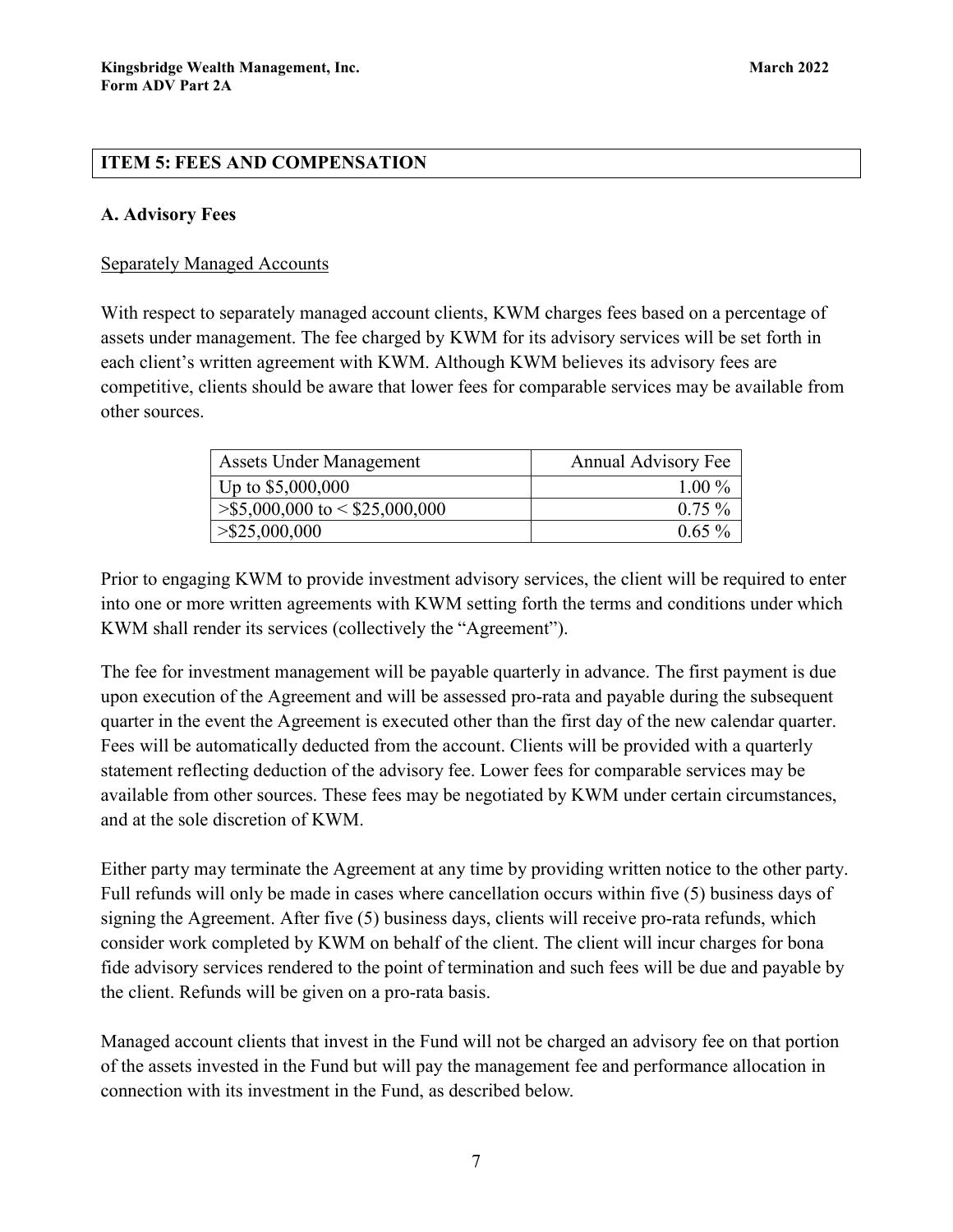## ITEM 5: FEES AND COMPENSATION

### A. Advisory Fees

Separately Managed Accounts

With respect to separately managed account clients, KWM charges fees based on a percentage of assets under management. The fee charged by KWM for its advisory services will be set forth in each client's written agreement with KWM. Although KWM believes its advisory fees are competitive, clients should be aware that lower fees for comparable services may be available from other sources.

| Assets Under Management | Annual Advisory Fee |
|---|---|
| Up to $5,000,000 | 1.00 % |
| >$5,000,000 to < $25,000,000 | 0.75 % |
| >$25,000,000 | 0.65 % |

Prior to engaging KWM to provide investment advisory services, the client will be required to enter into one or more written agreements with KWM setting forth the terms and conditions under which KWM shall render its services (collectively the "Agreement").

The fee for investment management will be payable quarterly in advance. The first payment is due upon execution of the Agreement and will be assessed pro-rata and payable during the subsequent quarter in the event the Agreement is executed other than the first day of the new calendar quarter. Fees will be automatically deducted from the account. Clients will be provided with a quarterly statement reflecting deduction of the advisory fee. Lower fees for comparable services may be available from other sources. These fees may be negotiated by KWM under certain circumstances, and at the sole discretion of KWM.

Either party may terminate the Agreement at any time by providing written notice to the other party. Full refunds will only be made in cases where cancellation occurs within five (5) business days of signing the Agreement. After five (5) business days, clients will receive pro-rata refunds, which consider work completed by KWM on behalf of the client. The client will incur charges for bona fide advisory services rendered to the point of termination and such fees will be due and payable by the client. Refunds will be given on a pro-rata basis.

Managed account clients that invest in the Fund will not be charged an advisory fee on that portion of the assets invested in the Fund but will pay the management fee and performance allocation in connection with its investment in the Fund, as described below.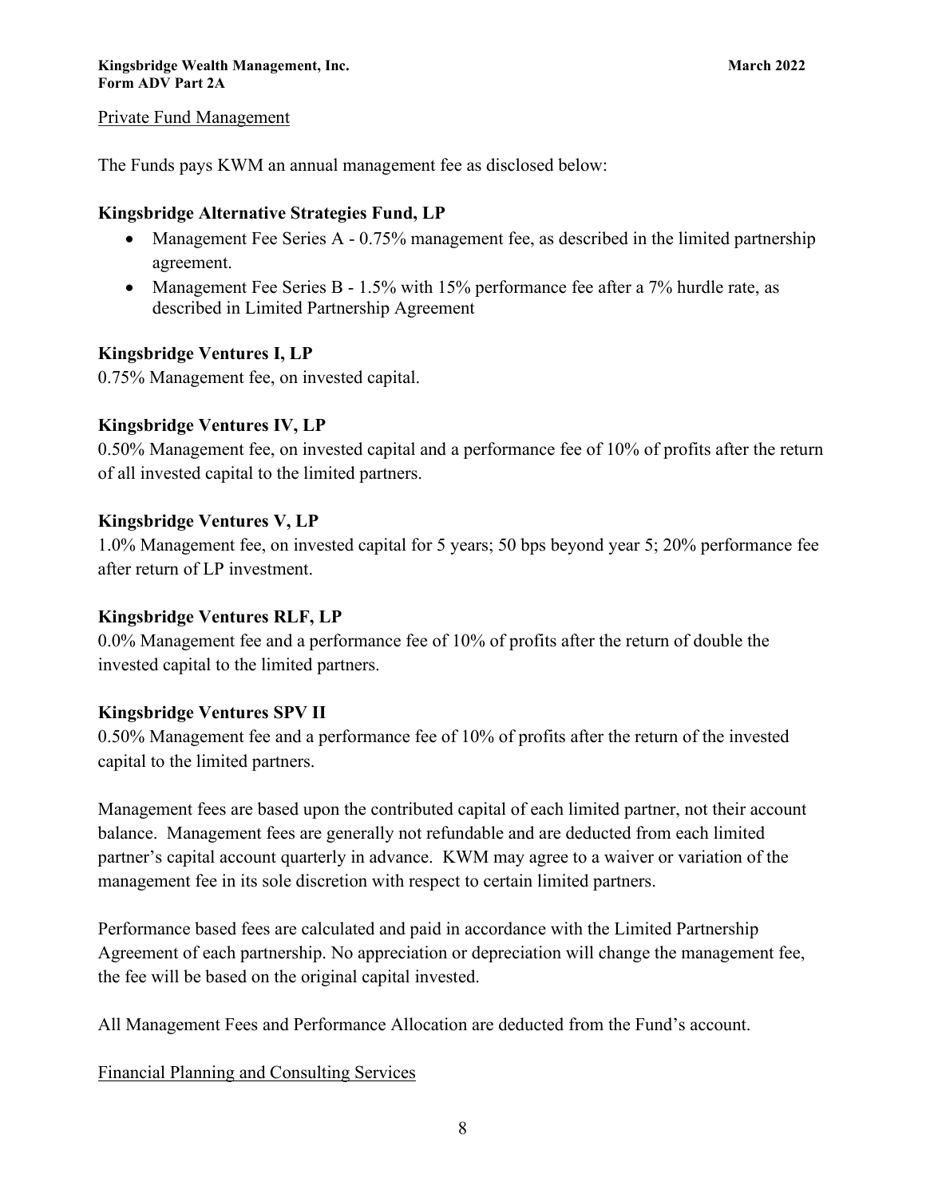Private Fund Management

The Funds pays KWM an annual management fee as disclosed below:

**Kingsbridge Alternative Strategies Fund, LP**

- Management Fee Series A - 0.75% management fee, as described in the limited partnership agreement.
- Management Fee Series B - 1.5% with 15% performance fee after a 7% hurdle rate, as described in Limited Partnership Agreement

**Kingsbridge Ventures I, LP**

0.75% Management fee, on invested capital.

**Kingsbridge Ventures IV, LP**

0.50% Management fee, on invested capital and a performance fee of 10% of profits after the return of all invested capital to the limited partners.

**Kingsbridge Ventures V, LP**

1.0% Management fee, on invested capital for 5 years; 50 bps beyond year 5; 20% performance fee after return of LP investment.

**Kingsbridge Ventures RLF, LP**

0.0% Management fee and a performance fee of 10% of profits after the return of double the invested capital to the limited partners.

**Kingsbridge Ventures SPV II**

0.50% Management fee and a performance fee of 10% of profits after the return of the invested capital to the limited partners.

Management fees are based upon the contributed capital of each limited partner, not their account balance. Management fees are generally not refundable and are deducted from each limited partner's capital account quarterly in advance. KWM may agree to a waiver or variation of the management fee in its sole discretion with respect to certain limited partners.

Performance based fees are calculated and paid in accordance with the Limited Partnership Agreement of each partnership. No appreciation or depreciation will change the management fee, the fee will be based on the original capital invested.

All Management Fees and Performance Allocation are deducted from the Fund's account.

Financial Planning and Consulting Services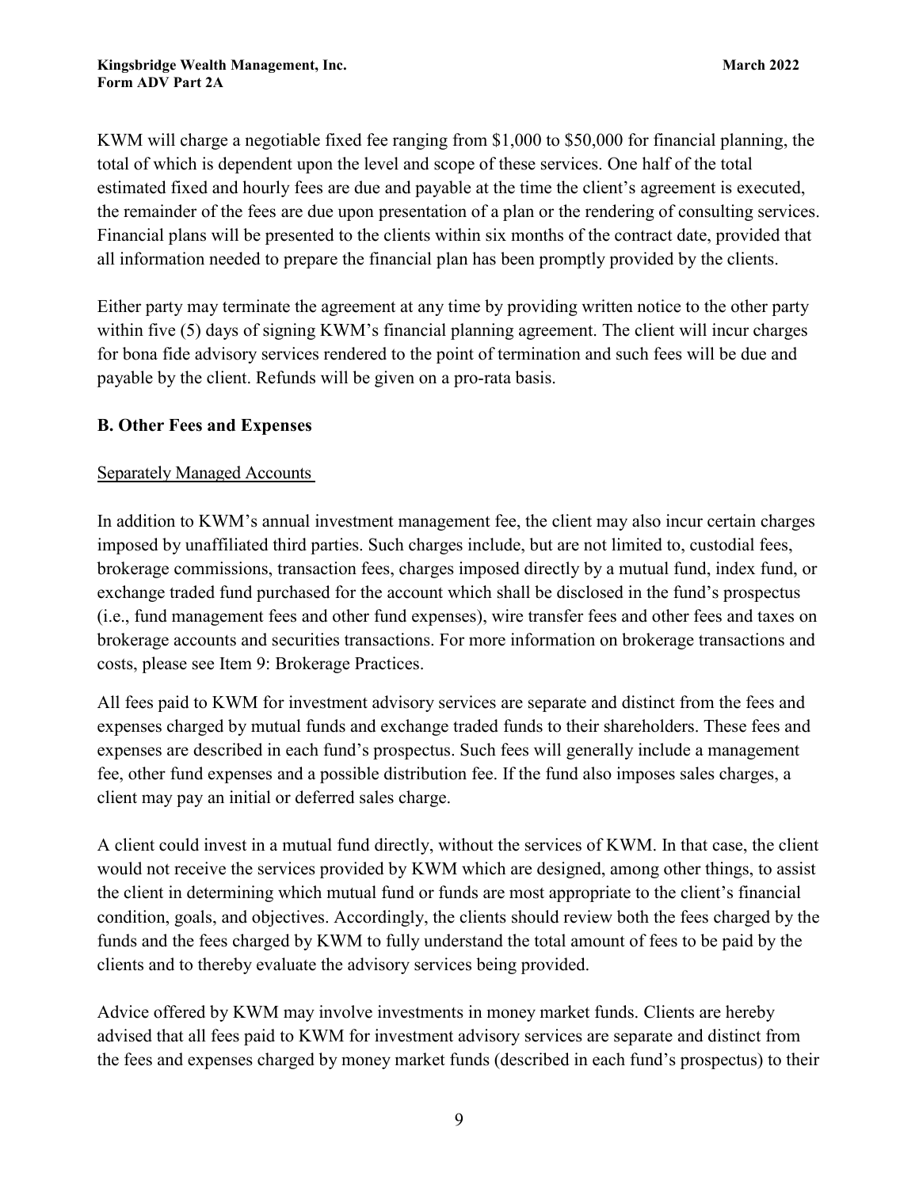KWM will charge a negotiable fixed fee ranging from $1,000 to $50,000 for financial planning, the total of which is dependent upon the level and scope of these services. One half of the total estimated fixed and hourly fees are due and payable at the time the client's agreement is executed, the remainder of the fees are due upon presentation of a plan or the rendering of consulting services. Financial plans will be presented to the clients within six months of the contract date, provided that all information needed to prepare the financial plan has been promptly provided by the clients.

Either party may terminate the agreement at any time by providing written notice to the other party within five (5) days of signing KWM's financial planning agreement. The client will incur charges for bona fide advisory services rendered to the point of termination and such fees will be due and payable by the client. Refunds will be given on a pro-rata basis.

### B. Other Fees and Expenses

Separately Managed Accounts

In addition to KWM's annual investment management fee, the client may also incur certain charges imposed by unaffiliated third parties. Such charges include, but are not limited to, custodial fees, brokerage commissions, transaction fees, charges imposed directly by a mutual fund, index fund, or exchange traded fund purchased for the account which shall be disclosed in the fund's prospectus (i.e., fund management fees and other fund expenses), wire transfer fees and other fees and taxes on brokerage accounts and securities transactions. For more information on brokerage transactions and costs, please see Item 9: Brokerage Practices.

All fees paid to KWM for investment advisory services are separate and distinct from the fees and expenses charged by mutual funds and exchange traded funds to their shareholders. These fees and expenses are described in each fund's prospectus. Such fees will generally include a management fee, other fund expenses and a possible distribution fee. If the fund also imposes sales charges, a client may pay an initial or deferred sales charge.

A client could invest in a mutual fund directly, without the services of KWM. In that case, the client would not receive the services provided by KWM which are designed, among other things, to assist the client in determining which mutual fund or funds are most appropriate to the client's financial condition, goals, and objectives. Accordingly, the clients should review both the fees charged by the funds and the fees charged by KWM to fully understand the total amount of fees to be paid by the clients and to thereby evaluate the advisory services being provided.

Advice offered by KWM may involve investments in money market funds. Clients are hereby advised that all fees paid to KWM for investment advisory services are separate and distinct from the fees and expenses charged by money market funds (described in each fund's prospectus) to their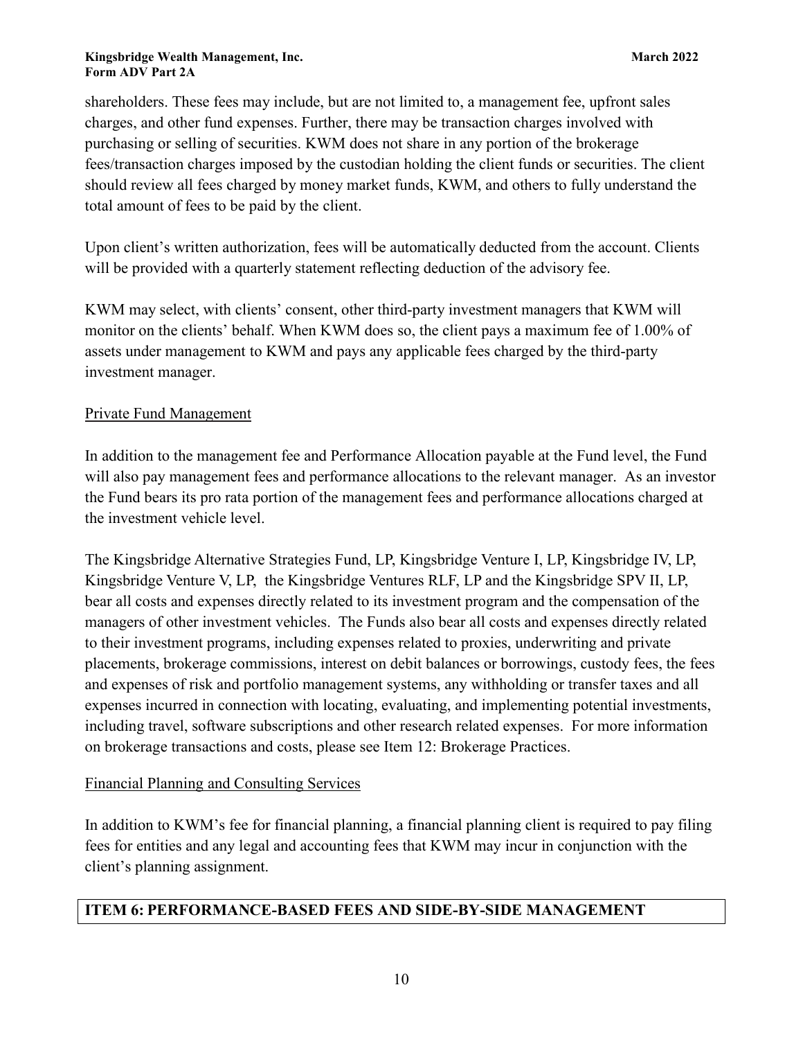shareholders. These fees may include, but are not limited to, a management fee, upfront sales charges, and other fund expenses. Further, there may be transaction charges involved with purchasing or selling of securities. KWM does not share in any portion of the brokerage fees/transaction charges imposed by the custodian holding the client funds or securities. The client should review all fees charged by money market funds, KWM, and others to fully understand the total amount of fees to be paid by the client.

Upon client's written authorization, fees will be automatically deducted from the account. Clients will be provided with a quarterly statement reflecting deduction of the advisory fee.

KWM may select, with clients' consent, other third-party investment managers that KWM will monitor on the clients' behalf. When KWM does so, the client pays a maximum fee of 1.00% of assets under management to KWM and pays any applicable fees charged by the third-party investment manager.

Private Fund Management

In addition to the management fee and Performance Allocation payable at the Fund level, the Fund will also pay management fees and performance allocations to the relevant manager. As an investor the Fund bears its pro rata portion of the management fees and performance allocations charged at the investment vehicle level.

The Kingsbridge Alternative Strategies Fund, LP, Kingsbridge Venture I, LP, Kingsbridge IV, LP, Kingsbridge Venture V, LP, the Kingsbridge Ventures RLF, LP and the Kingsbridge SPV II, LP, bear all costs and expenses directly related to its investment program and the compensation of the managers of other investment vehicles. The Funds also bear all costs and expenses directly related to their investment programs, including expenses related to proxies, underwriting and private placements, brokerage commissions, interest on debit balances or borrowings, custody fees, the fees and expenses of risk and portfolio management systems, any withholding or transfer taxes and all expenses incurred in connection with locating, evaluating, and implementing potential investments, including travel, software subscriptions and other research related expenses. For more information on brokerage transactions and costs, please see Item 12: Brokerage Practices.

Financial Planning and Consulting Services

In addition to KWM's fee for financial planning, a financial planning client is required to pay filing fees for entities and any legal and accounting fees that KWM may incur in conjunction with the client's planning assignment.

## ITEM 6: PERFORMANCE-BASED FEES AND SIDE-BY-SIDE MANAGEMENT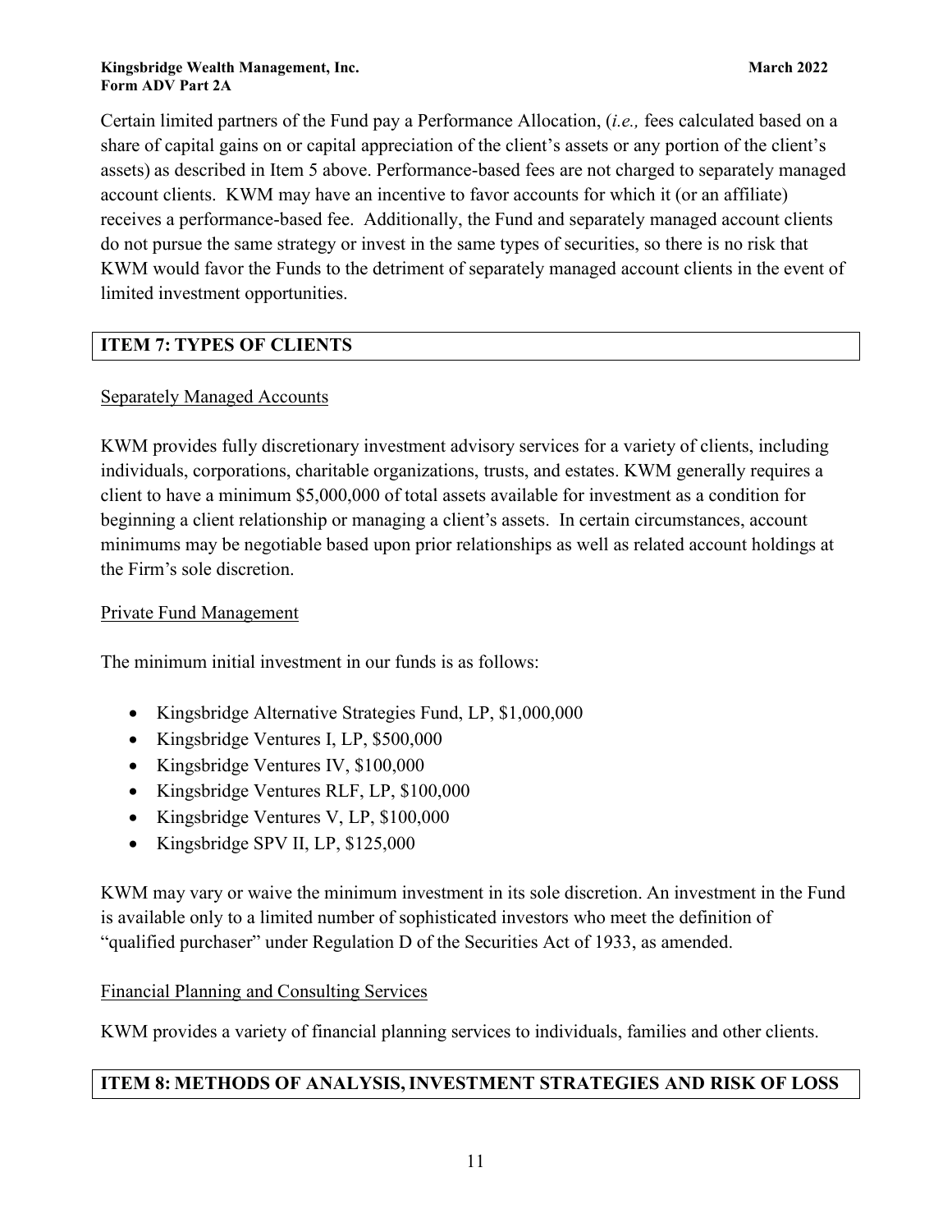Certain limited partners of the Fund pay a Performance Allocation, (*i.e.,* fees calculated based on a share of capital gains on or capital appreciation of the client's assets or any portion of the client's assets) as described in Item 5 above. Performance-based fees are not charged to separately managed account clients. KWM may have an incentive to favor accounts for which it (or an affiliate) receives a performance-based fee. Additionally, the Fund and separately managed account clients do not pursue the same strategy or invest in the same types of securities, so there is no risk that KWM would favor the Funds to the detriment of separately managed account clients in the event of limited investment opportunities.

## ITEM 7: TYPES OF CLIENTS

Separately Managed Accounts

KWM provides fully discretionary investment advisory services for a variety of clients, including individuals, corporations, charitable organizations, trusts, and estates. KWM generally requires a client to have a minimum $5,000,000 of total assets available for investment as a condition for beginning a client relationship or managing a client's assets. In certain circumstances, account minimums may be negotiable based upon prior relationships as well as related account holdings at the Firm's sole discretion.

Private Fund Management

The minimum initial investment in our funds is as follows:

- Kingsbridge Alternative Strategies Fund, LP, $1,000,000
- Kingsbridge Ventures I, LP, $500,000
- Kingsbridge Ventures IV, $100,000
- Kingsbridge Ventures RLF, LP, $100,000
- Kingsbridge Ventures V, LP, $100,000
- Kingsbridge SPV II, LP, $125,000

KWM may vary or waive the minimum investment in its sole discretion. An investment in the Fund is available only to a limited number of sophisticated investors who meet the definition of "qualified purchaser" under Regulation D of the Securities Act of 1933, as amended.

Financial Planning and Consulting Services

KWM provides a variety of financial planning services to individuals, families and other clients.

## ITEM 8: METHODS OF ANALYSIS, INVESTMENT STRATEGIES AND RISK OF LOSS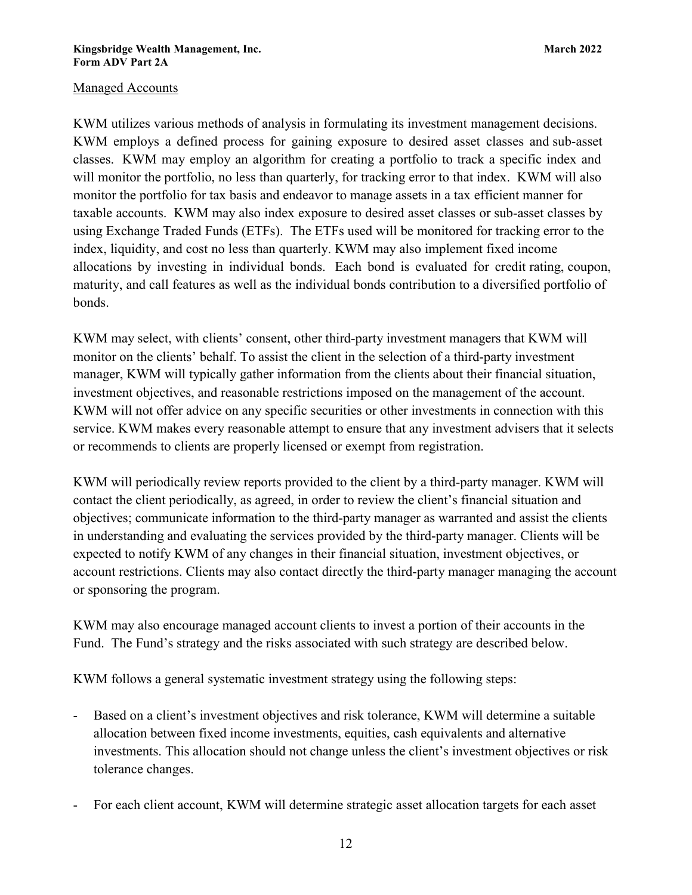## Managed Accounts

KWM utilizes various methods of analysis in formulating its investment management decisions. KWM employs a defined process for gaining exposure to desired asset classes and sub-asset classes. KWM may employ an algorithm for creating a portfolio to track a specific index and will monitor the portfolio, no less than quarterly, for tracking error to that index. KWM will also monitor the portfolio for tax basis and endeavor to manage assets in a tax efficient manner for taxable accounts. KWM may also index exposure to desired asset classes or sub-asset classes by using Exchange Traded Funds (ETFs). The ETFs used will be monitored for tracking error to the index, liquidity, and cost no less than quarterly. KWM may also implement fixed income allocations by investing in individual bonds. Each bond is evaluated for credit rating, coupon, maturity, and call features as well as the individual bonds contribution to a diversified portfolio of bonds.

KWM may select, with clients' consent, other third-party investment managers that KWM will monitor on the clients' behalf. To assist the client in the selection of a third-party investment manager, KWM will typically gather information from the clients about their financial situation, investment objectives, and reasonable restrictions imposed on the management of the account. KWM will not offer advice on any specific securities or other investments in connection with this service. KWM makes every reasonable attempt to ensure that any investment advisers that it selects or recommends to clients are properly licensed or exempt from registration.

KWM will periodically review reports provided to the client by a third-party manager. KWM will contact the client periodically, as agreed, in order to review the client's financial situation and objectives; communicate information to the third-party manager as warranted and assist the clients in understanding and evaluating the services provided by the third-party manager. Clients will be expected to notify KWM of any changes in their financial situation, investment objectives, or account restrictions. Clients may also contact directly the third-party manager managing the account or sponsoring the program.

KWM may also encourage managed account clients to invest a portion of their accounts in the Fund. The Fund's strategy and the risks associated with such strategy are described below.

KWM follows a general systematic investment strategy using the following steps:

- Based on a client's investment objectives and risk tolerance, KWM will determine a suitable allocation between fixed income investments, equities, cash equivalents and alternative investments. This allocation should not change unless the client's investment objectives or risk tolerance changes.
- For each client account, KWM will determine strategic asset allocation targets for each asset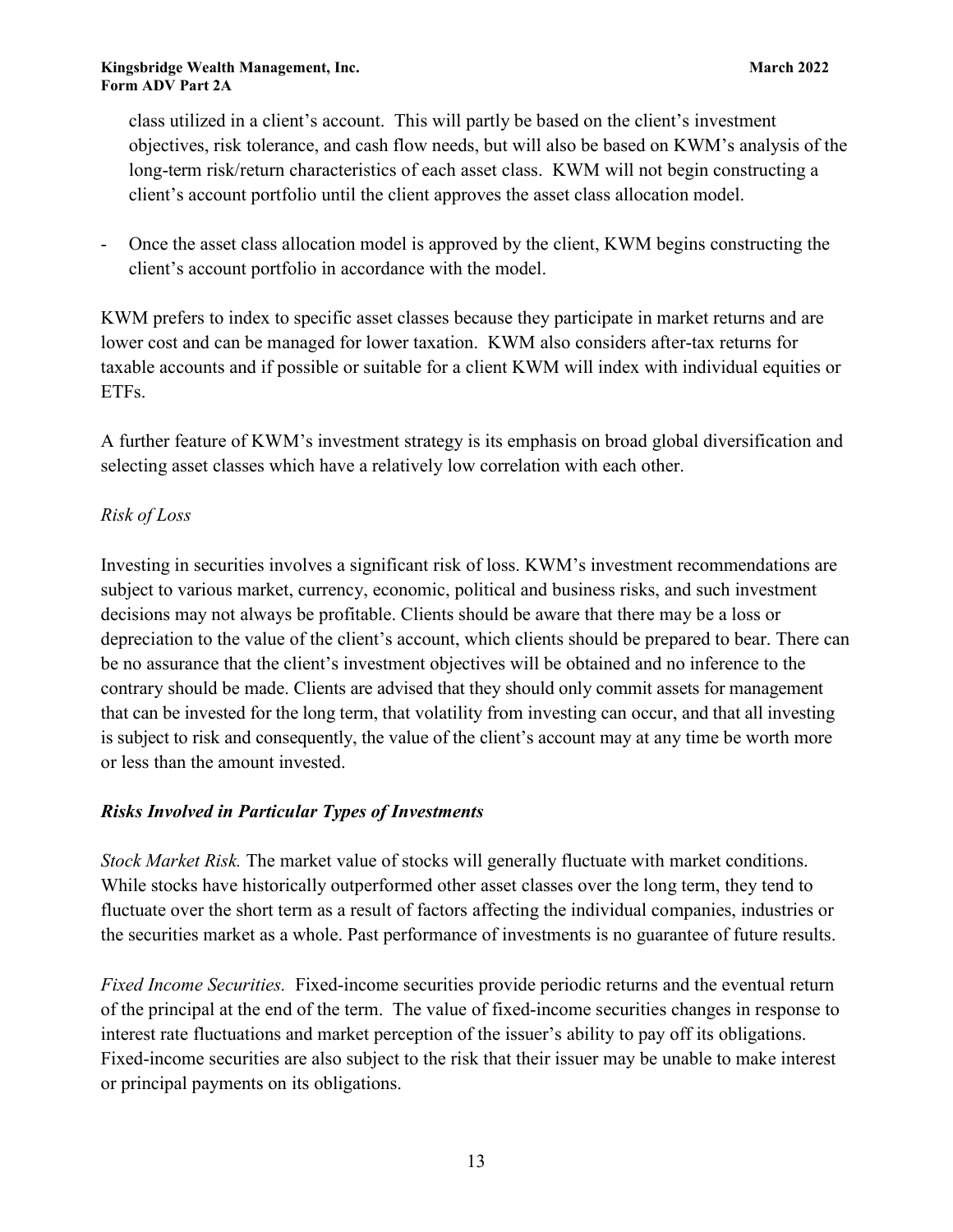class utilized in a client's account. This will partly be based on the client's investment objectives, risk tolerance, and cash flow needs, but will also be based on KWM's analysis of the long-term risk/return characteristics of each asset class. KWM will not begin constructing a client's account portfolio until the client approves the asset class allocation model.

- Once the asset class allocation model is approved by the client, KWM begins constructing the client's account portfolio in accordance with the model.

KWM prefers to index to specific asset classes because they participate in market returns and are lower cost and can be managed for lower taxation. KWM also considers after-tax returns for taxable accounts and if possible or suitable for a client KWM will index with individual equities or ETFs.

A further feature of KWM's investment strategy is its emphasis on broad global diversification and selecting asset classes which have a relatively low correlation with each other.

*Risk of Loss*

Investing in securities involves a significant risk of loss. KWM's investment recommendations are subject to various market, currency, economic, political and business risks, and such investment decisions may not always be profitable. Clients should be aware that there may be a loss or depreciation to the value of the client's account, which clients should be prepared to bear. There can be no assurance that the client's investment objectives will be obtained and no inference to the contrary should be made. Clients are advised that they should only commit assets for management that can be invested for the long term, that volatility from investing can occur, and that all investing is subject to risk and consequently, the value of the client's account may at any time be worth more or less than the amount invested.

***Risks Involved in Particular Types of Investments***

*Stock Market Risk.* The market value of stocks will generally fluctuate with market conditions. While stocks have historically outperformed other asset classes over the long term, they tend to fluctuate over the short term as a result of factors affecting the individual companies, industries or the securities market as a whole. Past performance of investments is no guarantee of future results.

*Fixed Income Securities.* Fixed-income securities provide periodic returns and the eventual return of the principal at the end of the term. The value of fixed-income securities changes in response to interest rate fluctuations and market perception of the issuer's ability to pay off its obligations. Fixed-income securities are also subject to the risk that their issuer may be unable to make interest or principal payments on its obligations.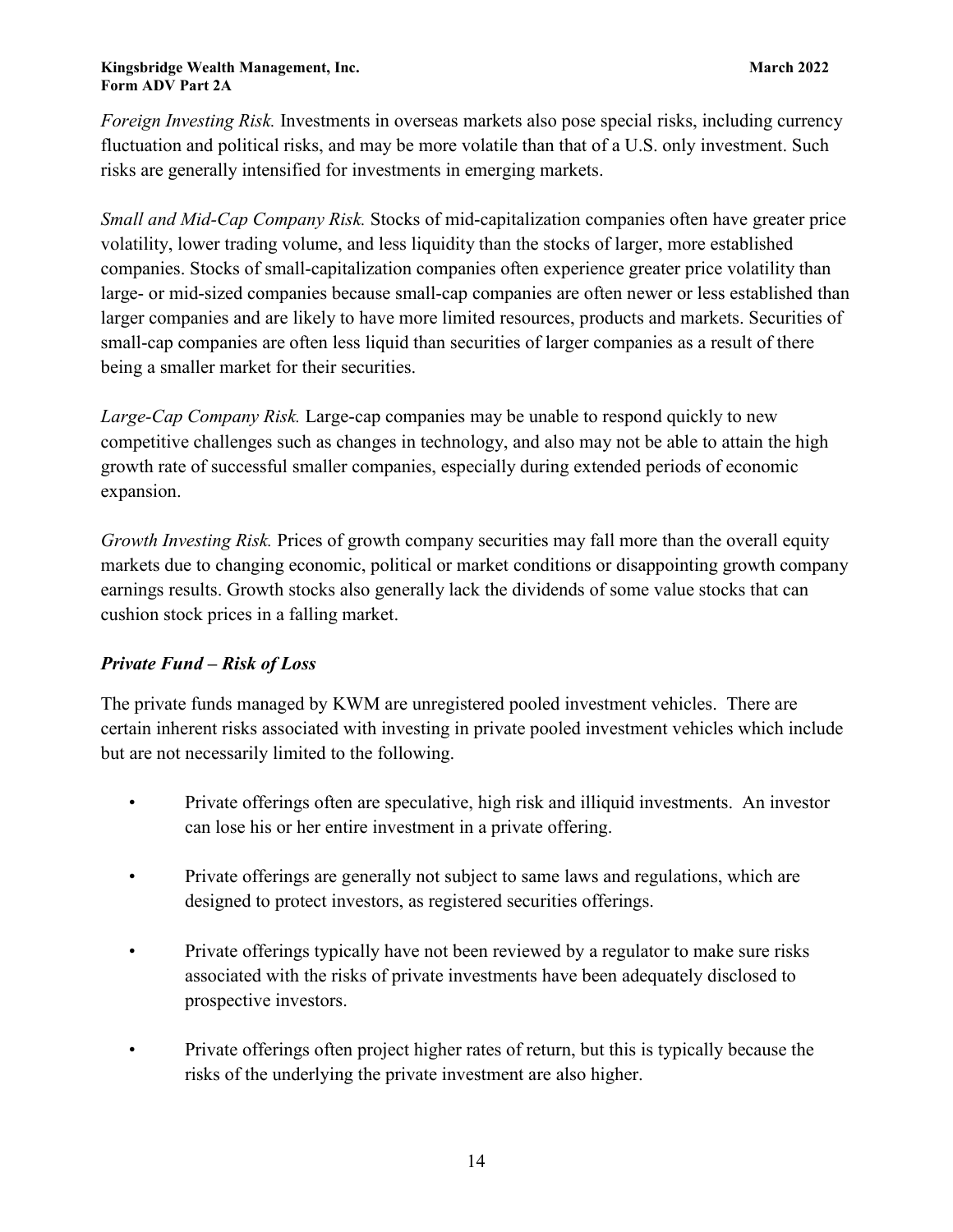*Foreign Investing Risk.* Investments in overseas markets also pose special risks, including currency fluctuation and political risks, and may be more volatile than that of a U.S. only investment. Such risks are generally intensified for investments in emerging markets.

*Small and Mid-Cap Company Risk.* Stocks of mid-capitalization companies often have greater price volatility, lower trading volume, and less liquidity than the stocks of larger, more established companies. Stocks of small-capitalization companies often experience greater price volatility than large- or mid-sized companies because small-cap companies are often newer or less established than larger companies and are likely to have more limited resources, products and markets. Securities of small-cap companies are often less liquid than securities of larger companies as a result of there being a smaller market for their securities.

*Large-Cap Company Risk.* Large-cap companies may be unable to respond quickly to new competitive challenges such as changes in technology, and also may not be able to attain the high growth rate of successful smaller companies, especially during extended periods of economic expansion.

*Growth Investing Risk.* Prices of growth company securities may fall more than the overall equity markets due to changing economic, political or market conditions or disappointing growth company earnings results. Growth stocks also generally lack the dividends of some value stocks that can cushion stock prices in a falling market.

***Private Fund – Risk of Loss***

The private funds managed by KWM are unregistered pooled investment vehicles. There are certain inherent risks associated with investing in private pooled investment vehicles which include but are not necessarily limited to the following.

- Private offerings often are speculative, high risk and illiquid investments. An investor can lose his or her entire investment in a private offering.
- Private offerings are generally not subject to same laws and regulations, which are designed to protect investors, as registered securities offerings.
- Private offerings typically have not been reviewed by a regulator to make sure risks associated with the risks of private investments have been adequately disclosed to prospective investors.
- Private offerings often project higher rates of return, but this is typically because the risks of the underlying the private investment are also higher.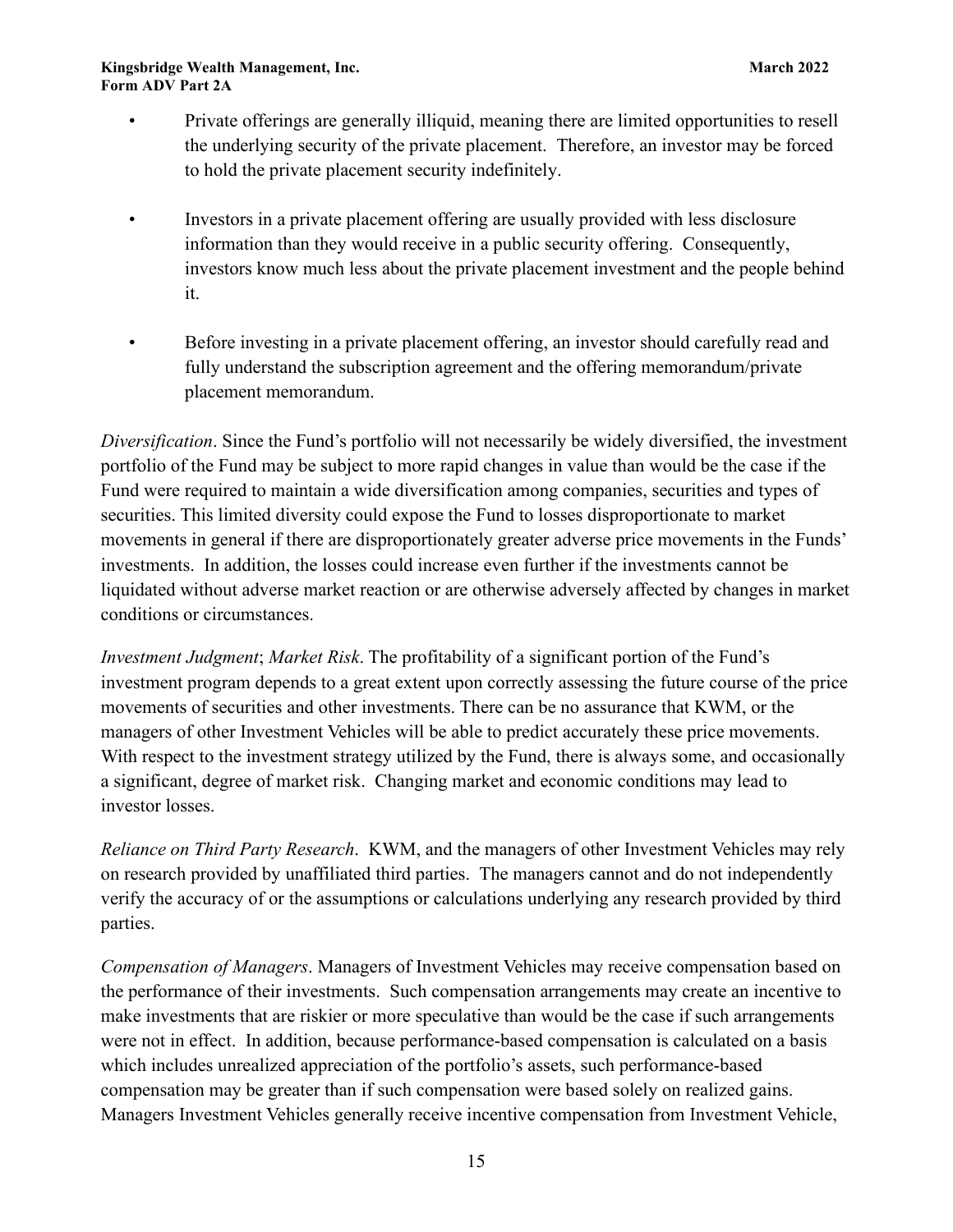- Private offerings are generally illiquid, meaning there are limited opportunities to resell the underlying security of the private placement. Therefore, an investor may be forced to hold the private placement security indefinitely.

- Investors in a private placement offering are usually provided with less disclosure information than they would receive in a public security offering. Consequently, investors know much less about the private placement investment and the people behind it.

- Before investing in a private placement offering, an investor should carefully read and fully understand the subscription agreement and the offering memorandum/private placement memorandum.

*Diversification*. Since the Fund's portfolio will not necessarily be widely diversified, the investment portfolio of the Fund may be subject to more rapid changes in value than would be the case if the Fund were required to maintain a wide diversification among companies, securities and types of securities. This limited diversity could expose the Fund to losses disproportionate to market movements in general if there are disproportionately greater adverse price movements in the Funds' investments. In addition, the losses could increase even further if the investments cannot be liquidated without adverse market reaction or are otherwise adversely affected by changes in market conditions or circumstances.

*Investment Judgment*; *Market Risk*. The profitability of a significant portion of the Fund's investment program depends to a great extent upon correctly assessing the future course of the price movements of securities and other investments. There can be no assurance that KWM, or the managers of other Investment Vehicles will be able to predict accurately these price movements. With respect to the investment strategy utilized by the Fund, there is always some, and occasionally a significant, degree of market risk. Changing market and economic conditions may lead to investor losses.

*Reliance on Third Party Research*. KWM, and the managers of other Investment Vehicles may rely on research provided by unaffiliated third parties. The managers cannot and do not independently verify the accuracy of or the assumptions or calculations underlying any research provided by third parties.

*Compensation of Managers*. Managers of Investment Vehicles may receive compensation based on the performance of their investments. Such compensation arrangements may create an incentive to make investments that are riskier or more speculative than would be the case if such arrangements were not in effect. In addition, because performance-based compensation is calculated on a basis which includes unrealized appreciation of the portfolio's assets, such performance-based compensation may be greater than if such compensation were based solely on realized gains. Managers Investment Vehicles generally receive incentive compensation from Investment Vehicle,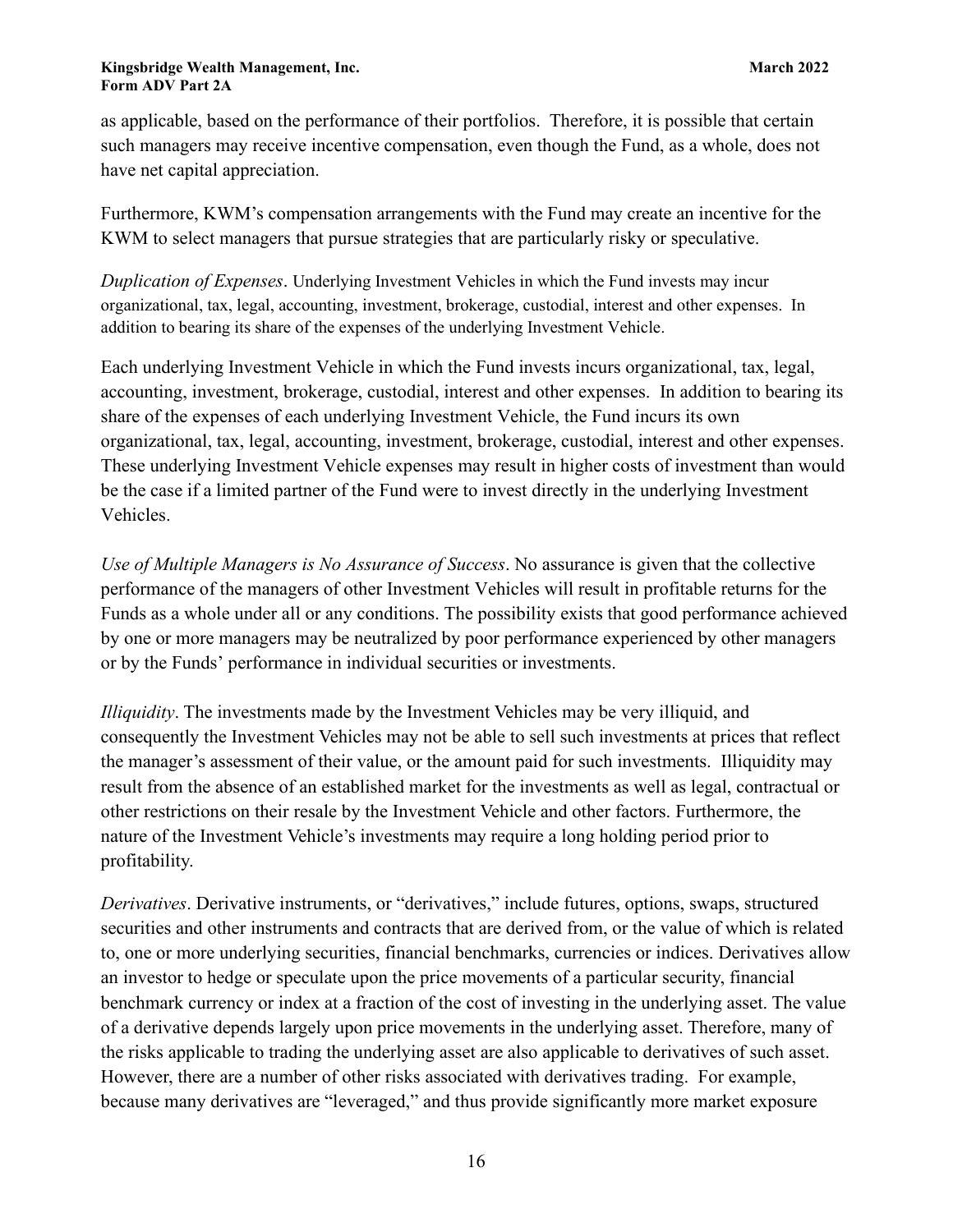as applicable, based on the performance of their portfolios. Therefore, it is possible that certain such managers may receive incentive compensation, even though the Fund, as a whole, does not have net capital appreciation.

Furthermore, KWM's compensation arrangements with the Fund may create an incentive for the KWM to select managers that pursue strategies that are particularly risky or speculative.

*Duplication of Expenses*. Underlying Investment Vehicles in which the Fund invests may incur organizational, tax, legal, accounting, investment, brokerage, custodial, interest and other expenses. In addition to bearing its share of the expenses of the underlying Investment Vehicle.

Each underlying Investment Vehicle in which the Fund invests incurs organizational, tax, legal, accounting, investment, brokerage, custodial, interest and other expenses. In addition to bearing its share of the expenses of each underlying Investment Vehicle, the Fund incurs its own organizational, tax, legal, accounting, investment, brokerage, custodial, interest and other expenses. These underlying Investment Vehicle expenses may result in higher costs of investment than would be the case if a limited partner of the Fund were to invest directly in the underlying Investment Vehicles.

*Use of Multiple Managers is No Assurance of Success*. No assurance is given that the collective performance of the managers of other Investment Vehicles will result in profitable returns for the Funds as a whole under all or any conditions. The possibility exists that good performance achieved by one or more managers may be neutralized by poor performance experienced by other managers or by the Funds' performance in individual securities or investments.

*Illiquidity*. The investments made by the Investment Vehicles may be very illiquid, and consequently the Investment Vehicles may not be able to sell such investments at prices that reflect the manager's assessment of their value, or the amount paid for such investments. Illiquidity may result from the absence of an established market for the investments as well as legal, contractual or other restrictions on their resale by the Investment Vehicle and other factors. Furthermore, the nature of the Investment Vehicle's investments may require a long holding period prior to profitability.

*Derivatives*. Derivative instruments, or "derivatives," include futures, options, swaps, structured securities and other instruments and contracts that are derived from, or the value of which is related to, one or more underlying securities, financial benchmarks, currencies or indices. Derivatives allow an investor to hedge or speculate upon the price movements of a particular security, financial benchmark currency or index at a fraction of the cost of investing in the underlying asset. The value of a derivative depends largely upon price movements in the underlying asset. Therefore, many of the risks applicable to trading the underlying asset are also applicable to derivatives of such asset. However, there are a number of other risks associated with derivatives trading. For example, because many derivatives are "leveraged," and thus provide significantly more market exposure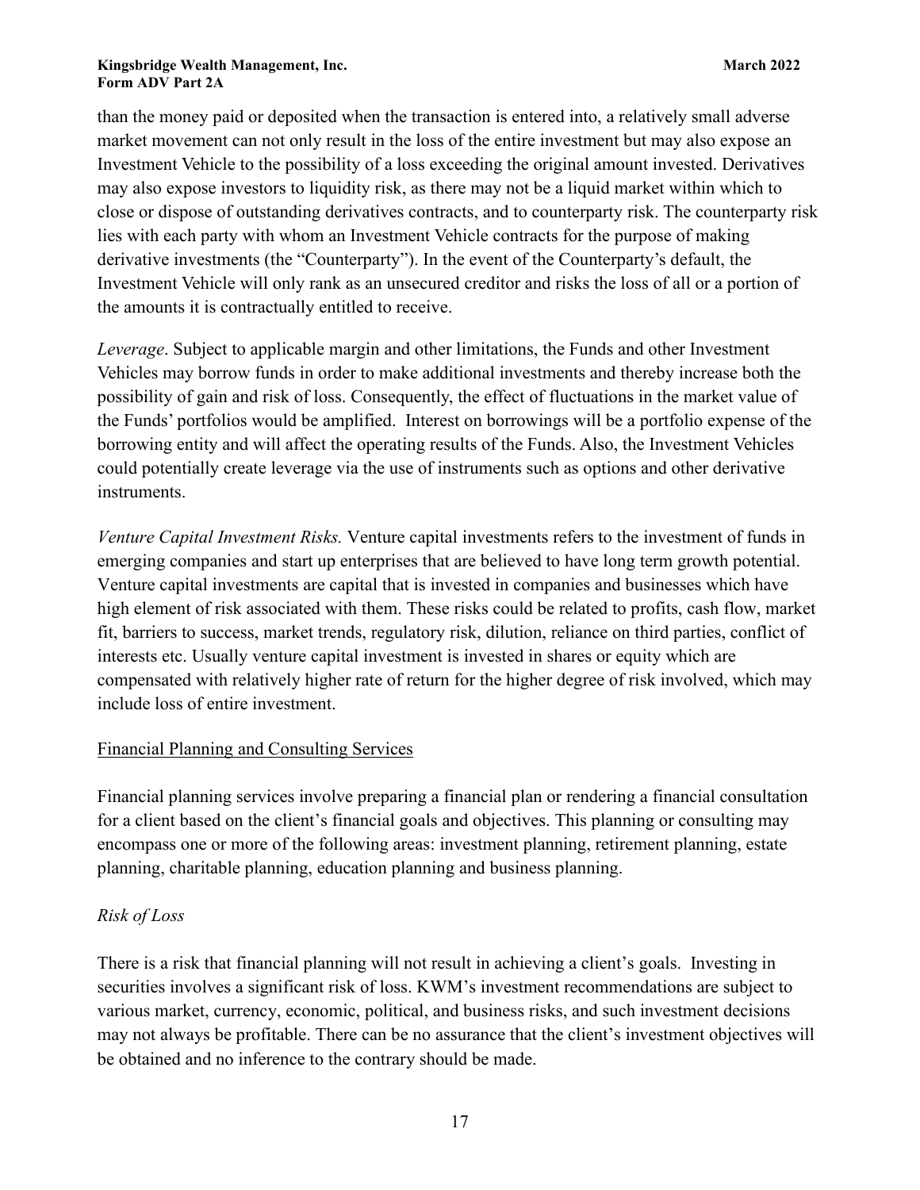than the money paid or deposited when the transaction is entered into, a relatively small adverse market movement can not only result in the loss of the entire investment but may also expose an Investment Vehicle to the possibility of a loss exceeding the original amount invested. Derivatives may also expose investors to liquidity risk, as there may not be a liquid market within which to close or dispose of outstanding derivatives contracts, and to counterparty risk. The counterparty risk lies with each party with whom an Investment Vehicle contracts for the purpose of making derivative investments (the "Counterparty"). In the event of the Counterparty's default, the Investment Vehicle will only rank as an unsecured creditor and risks the loss of all or a portion of the amounts it is contractually entitled to receive.

*Leverage*. Subject to applicable margin and other limitations, the Funds and other Investment Vehicles may borrow funds in order to make additional investments and thereby increase both the possibility of gain and risk of loss. Consequently, the effect of fluctuations in the market value of the Funds' portfolios would be amplified. Interest on borrowings will be a portfolio expense of the borrowing entity and will affect the operating results of the Funds. Also, the Investment Vehicles could potentially create leverage via the use of instruments such as options and other derivative instruments.

*Venture Capital Investment Risks.* Venture capital investments refers to the investment of funds in emerging companies and start up enterprises that are believed to have long term growth potential. Venture capital investments are capital that is invested in companies and businesses which have high element of risk associated with them. These risks could be related to profits, cash flow, market fit, barriers to success, market trends, regulatory risk, dilution, reliance on third parties, conflict of interests etc. Usually venture capital investment is invested in shares or equity which are compensated with relatively higher rate of return for the higher degree of risk involved, which may include loss of entire investment.

Financial Planning and Consulting Services

Financial planning services involve preparing a financial plan or rendering a financial consultation for a client based on the client's financial goals and objectives. This planning or consulting may encompass one or more of the following areas: investment planning, retirement planning, estate planning, charitable planning, education planning and business planning.

*Risk of Loss*

There is a risk that financial planning will not result in achieving a client's goals. Investing in securities involves a significant risk of loss. KWM's investment recommendations are subject to various market, currency, economic, political, and business risks, and such investment decisions may not always be profitable. There can be no assurance that the client's investment objectives will be obtained and no inference to the contrary should be made.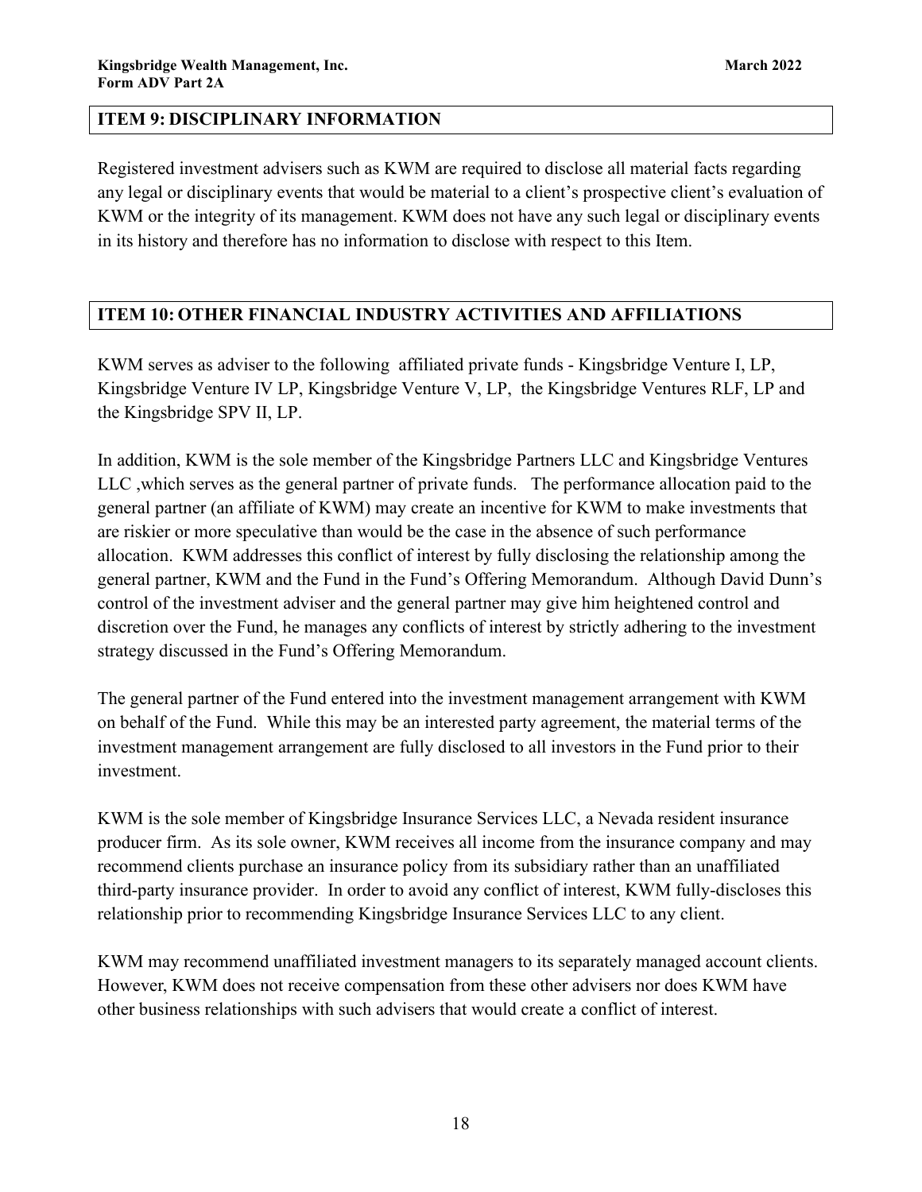## ITEM 9: DISCIPLINARY INFORMATION

Registered investment advisers such as KWM are required to disclose all material facts regarding any legal or disciplinary events that would be material to a client's prospective client's evaluation of KWM or the integrity of its management. KWM does not have any such legal or disciplinary events in its history and therefore has no information to disclose with respect to this Item.

## ITEM 10: OTHER FINANCIAL INDUSTRY ACTIVITIES AND AFFILIATIONS

KWM serves as adviser to the following affiliated private funds - Kingsbridge Venture I, LP, Kingsbridge Venture IV LP, Kingsbridge Venture V, LP, the Kingsbridge Ventures RLF, LP and the Kingsbridge SPV II, LP.

In addition, KWM is the sole member of the Kingsbridge Partners LLC and Kingsbridge Ventures LLC ,which serves as the general partner of private funds. The performance allocation paid to the general partner (an affiliate of KWM) may create an incentive for KWM to make investments that are riskier or more speculative than would be the case in the absence of such performance allocation. KWM addresses this conflict of interest by fully disclosing the relationship among the general partner, KWM and the Fund in the Fund's Offering Memorandum. Although David Dunn's control of the investment adviser and the general partner may give him heightened control and discretion over the Fund, he manages any conflicts of interest by strictly adhering to the investment strategy discussed in the Fund's Offering Memorandum.

The general partner of the Fund entered into the investment management arrangement with KWM on behalf of the Fund. While this may be an interested party agreement, the material terms of the investment management arrangement are fully disclosed to all investors in the Fund prior to their investment.

KWM is the sole member of Kingsbridge Insurance Services LLC, a Nevada resident insurance producer firm. As its sole owner, KWM receives all income from the insurance company and may recommend clients purchase an insurance policy from its subsidiary rather than an unaffiliated third-party insurance provider. In order to avoid any conflict of interest, KWM fully-discloses this relationship prior to recommending Kingsbridge Insurance Services LLC to any client.

KWM may recommend unaffiliated investment managers to its separately managed account clients. However, KWM does not receive compensation from these other advisers nor does KWM have other business relationships with such advisers that would create a conflict of interest.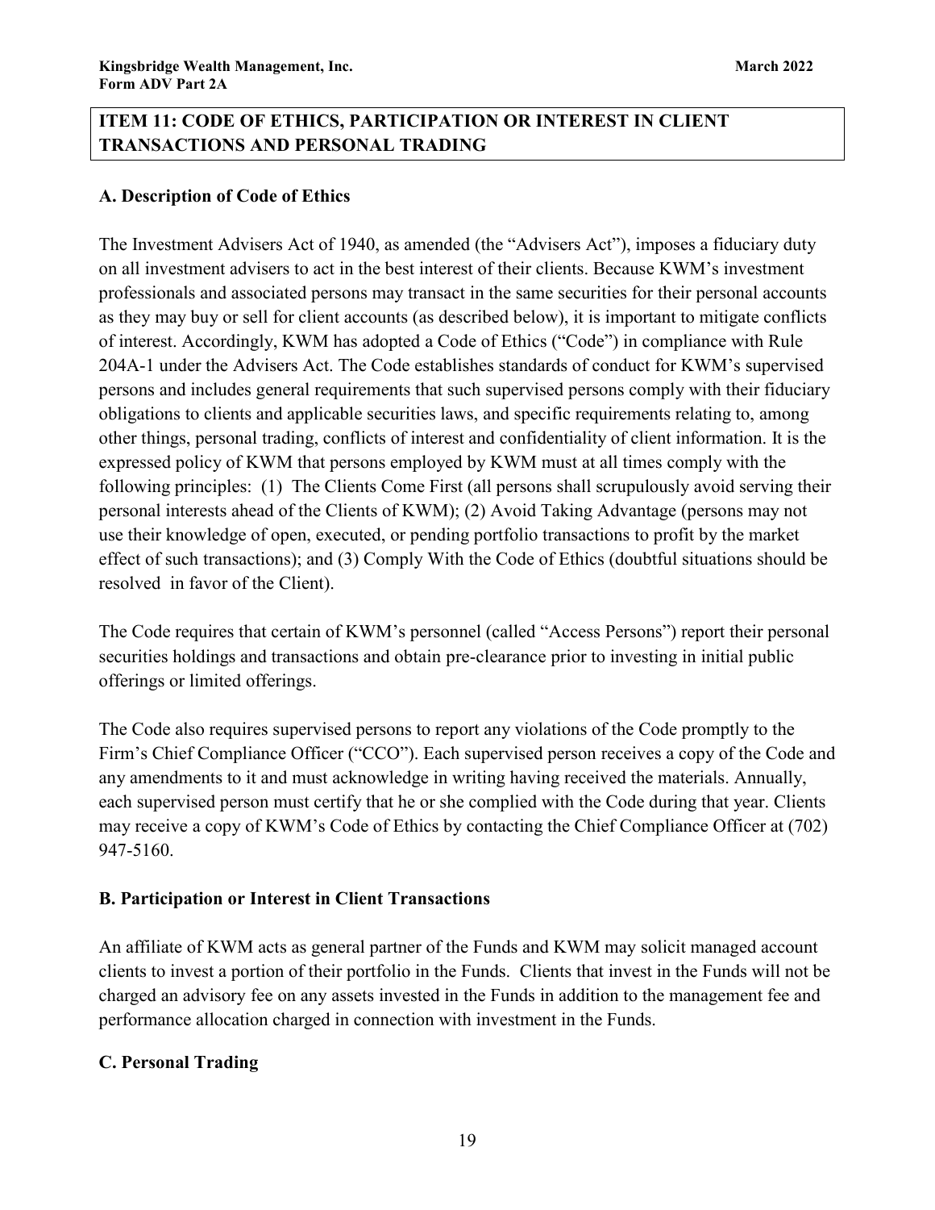## ITEM 11: CODE OF ETHICS, PARTICIPATION OR INTEREST IN CLIENT TRANSACTIONS AND PERSONAL TRADING

### A. Description of Code of Ethics

The Investment Advisers Act of 1940, as amended (the "Advisers Act"), imposes a fiduciary duty on all investment advisers to act in the best interest of their clients. Because KWM's investment professionals and associated persons may transact in the same securities for their personal accounts as they may buy or sell for client accounts (as described below), it is important to mitigate conflicts of interest. Accordingly, KWM has adopted a Code of Ethics ("Code") in compliance with Rule 204A-1 under the Advisers Act. The Code establishes standards of conduct for KWM's supervised persons and includes general requirements that such supervised persons comply with their fiduciary obligations to clients and applicable securities laws, and specific requirements relating to, among other things, personal trading, conflicts of interest and confidentiality of client information. It is the expressed policy of KWM that persons employed by KWM must at all times comply with the following principles: (1) The Clients Come First (all persons shall scrupulously avoid serving their personal interests ahead of the Clients of KWM); (2) Avoid Taking Advantage (persons may not use their knowledge of open, executed, or pending portfolio transactions to profit by the market effect of such transactions); and (3) Comply With the Code of Ethics (doubtful situations should be resolved in favor of the Client).

The Code requires that certain of KWM's personnel (called "Access Persons") report their personal securities holdings and transactions and obtain pre-clearance prior to investing in initial public offerings or limited offerings.

The Code also requires supervised persons to report any violations of the Code promptly to the Firm's Chief Compliance Officer ("CCO"). Each supervised person receives a copy of the Code and any amendments to it and must acknowledge in writing having received the materials. Annually, each supervised person must certify that he or she complied with the Code during that year. Clients may receive a copy of KWM's Code of Ethics by contacting the Chief Compliance Officer at (702) 947-5160.

### B. Participation or Interest in Client Transactions

An affiliate of KWM acts as general partner of the Funds and KWM may solicit managed account clients to invest a portion of their portfolio in the Funds. Clients that invest in the Funds will not be charged an advisory fee on any assets invested in the Funds in addition to the management fee and performance allocation charged in connection with investment in the Funds.

### C. Personal Trading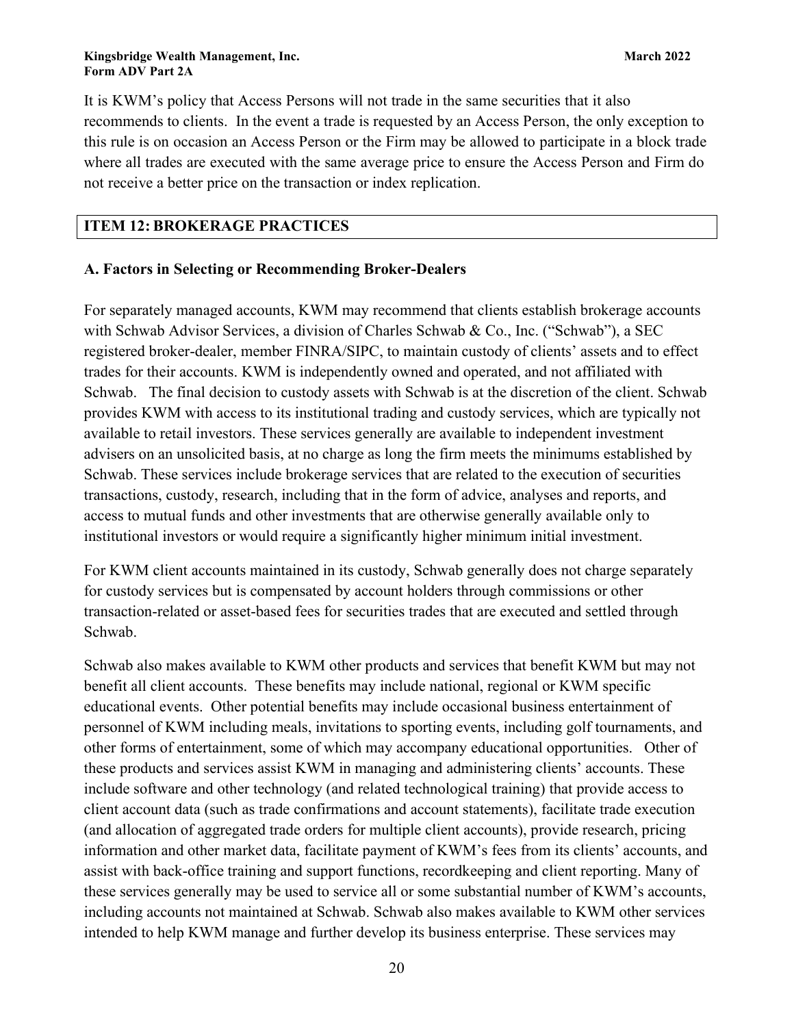It is KWM's policy that Access Persons will not trade in the same securities that it also recommends to clients. In the event a trade is requested by an Access Person, the only exception to this rule is on occasion an Access Person or the Firm may be allowed to participate in a block trade where all trades are executed with the same average price to ensure the Access Person and Firm do not receive a better price on the transaction or index replication.

## ITEM 12: BROKERAGE PRACTICES

### A. Factors in Selecting or Recommending Broker-Dealers

For separately managed accounts, KWM may recommend that clients establish brokerage accounts with Schwab Advisor Services, a division of Charles Schwab & Co., Inc. ("Schwab"), a SEC registered broker-dealer, member FINRA/SIPC, to maintain custody of clients' assets and to effect trades for their accounts. KWM is independently owned and operated, and not affiliated with Schwab. The final decision to custody assets with Schwab is at the discretion of the client. Schwab provides KWM with access to its institutional trading and custody services, which are typically not available to retail investors. These services generally are available to independent investment advisers on an unsolicited basis, at no charge as long the firm meets the minimums established by Schwab. These services include brokerage services that are related to the execution of securities transactions, custody, research, including that in the form of advice, analyses and reports, and access to mutual funds and other investments that are otherwise generally available only to institutional investors or would require a significantly higher minimum initial investment.

For KWM client accounts maintained in its custody, Schwab generally does not charge separately for custody services but is compensated by account holders through commissions or other transaction-related or asset-based fees for securities trades that are executed and settled through Schwab.

Schwab also makes available to KWM other products and services that benefit KWM but may not benefit all client accounts. These benefits may include national, regional or KWM specific educational events. Other potential benefits may include occasional business entertainment of personnel of KWM including meals, invitations to sporting events, including golf tournaments, and other forms of entertainment, some of which may accompany educational opportunities. Other of these products and services assist KWM in managing and administering clients' accounts. These include software and other technology (and related technological training) that provide access to client account data (such as trade confirmations and account statements), facilitate trade execution (and allocation of aggregated trade orders for multiple client accounts), provide research, pricing information and other market data, facilitate payment of KWM's fees from its clients' accounts, and assist with back-office training and support functions, recordkeeping and client reporting. Many of these services generally may be used to service all or some substantial number of KWM's accounts, including accounts not maintained at Schwab. Schwab also makes available to KWM other services intended to help KWM manage and further develop its business enterprise. These services may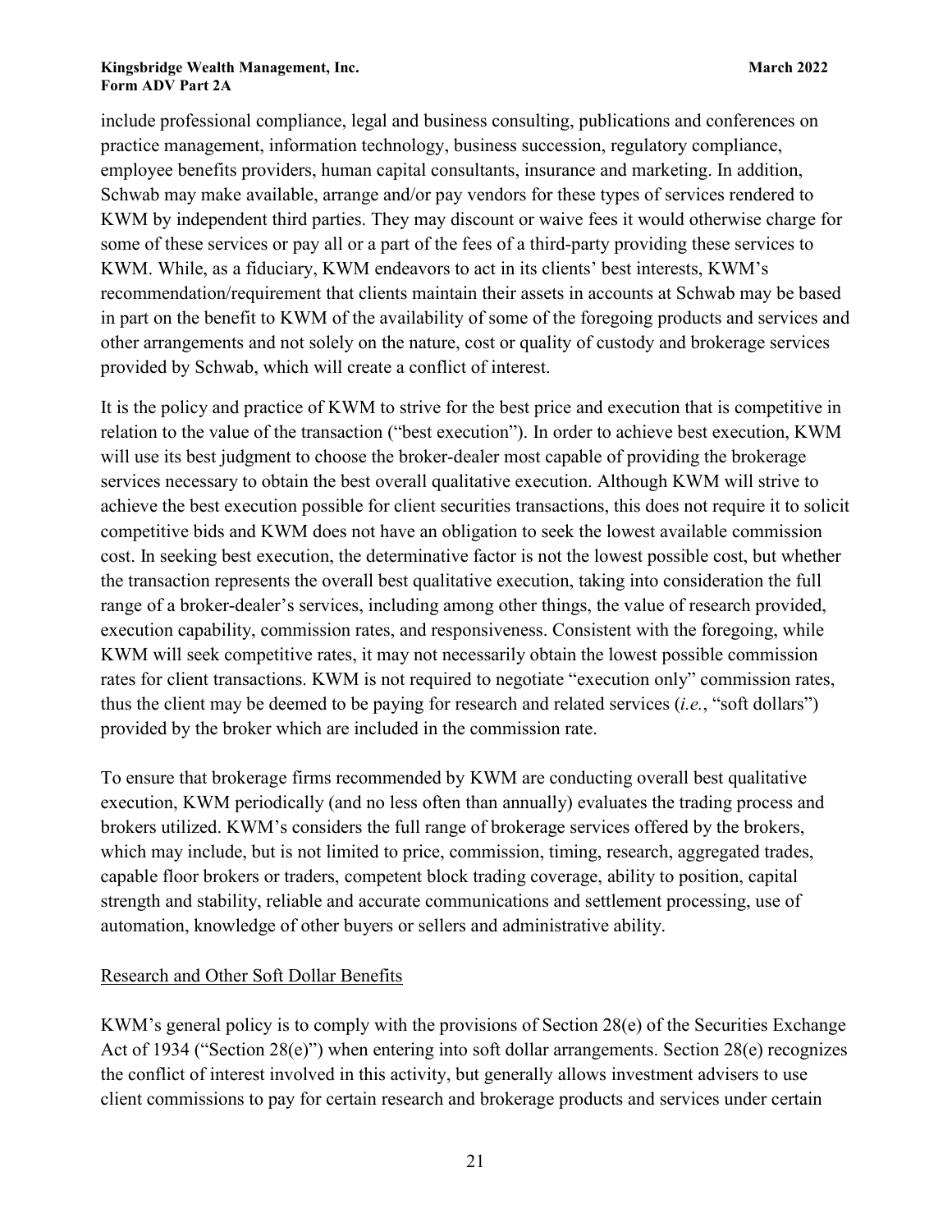include professional compliance, legal and business consulting, publications and conferences on practice management, information technology, business succession, regulatory compliance, employee benefits providers, human capital consultants, insurance and marketing. In addition, Schwab may make available, arrange and/or pay vendors for these types of services rendered to KWM by independent third parties. They may discount or waive fees it would otherwise charge for some of these services or pay all or a part of the fees of a third-party providing these services to KWM. While, as a fiduciary, KWM endeavors to act in its clients' best interests, KWM's recommendation/requirement that clients maintain their assets in accounts at Schwab may be based in part on the benefit to KWM of the availability of some of the foregoing products and services and other arrangements and not solely on the nature, cost or quality of custody and brokerage services provided by Schwab, which will create a conflict of interest.

It is the policy and practice of KWM to strive for the best price and execution that is competitive in relation to the value of the transaction ("best execution"). In order to achieve best execution, KWM will use its best judgment to choose the broker-dealer most capable of providing the brokerage services necessary to obtain the best overall qualitative execution. Although KWM will strive to achieve the best execution possible for client securities transactions, this does not require it to solicit competitive bids and KWM does not have an obligation to seek the lowest available commission cost. In seeking best execution, the determinative factor is not the lowest possible cost, but whether the transaction represents the overall best qualitative execution, taking into consideration the full range of a broker-dealer's services, including among other things, the value of research provided, execution capability, commission rates, and responsiveness. Consistent with the foregoing, while KWM will seek competitive rates, it may not necessarily obtain the lowest possible commission rates for client transactions. KWM is not required to negotiate "execution only" commission rates, thus the client may be deemed to be paying for research and related services (*i.e.*, "soft dollars") provided by the broker which are included in the commission rate.

To ensure that brokerage firms recommended by KWM are conducting overall best qualitative execution, KWM periodically (and no less often than annually) evaluates the trading process and brokers utilized. KWM's considers the full range of brokerage services offered by the brokers, which may include, but is not limited to price, commission, timing, research, aggregated trades, capable floor brokers or traders, competent block trading coverage, ability to position, capital strength and stability, reliable and accurate communications and settlement processing, use of automation, knowledge of other buyers or sellers and administrative ability.

## Research and Other Soft Dollar Benefits

KWM's general policy is to comply with the provisions of Section 28(e) of the Securities Exchange Act of 1934 ("Section 28(e)") when entering into soft dollar arrangements. Section 28(e) recognizes the conflict of interest involved in this activity, but generally allows investment advisers to use client commissions to pay for certain research and brokerage products and services under certain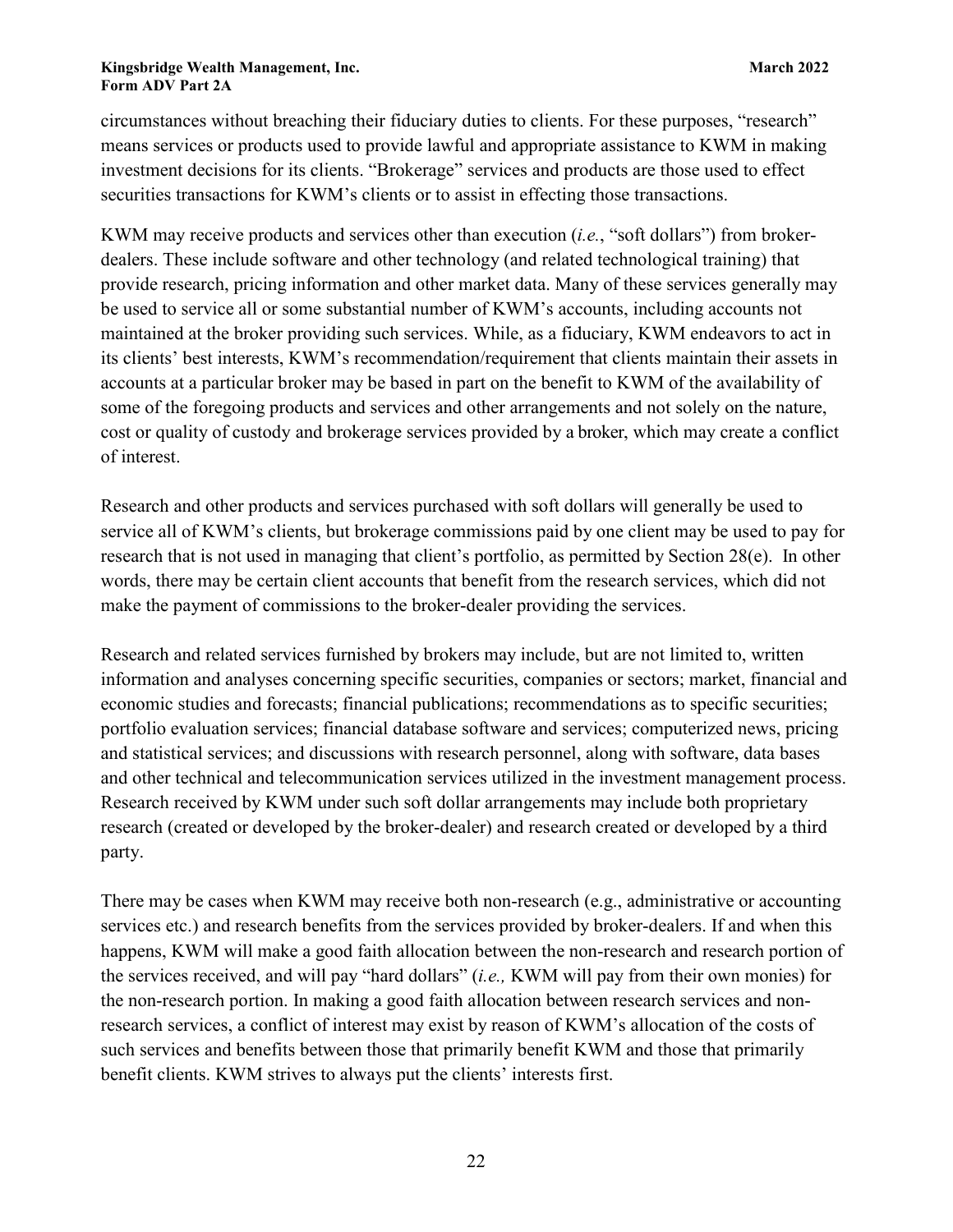circumstances without breaching their fiduciary duties to clients. For these purposes, "research" means services or products used to provide lawful and appropriate assistance to KWM in making investment decisions for its clients. "Brokerage" services and products are those used to effect securities transactions for KWM's clients or to assist in effecting those transactions.

KWM may receive products and services other than execution (*i.e.*, "soft dollars") from broker-dealers. These include software and other technology (and related technological training) that provide research, pricing information and other market data. Many of these services generally may be used to service all or some substantial number of KWM's accounts, including accounts not maintained at the broker providing such services. While, as a fiduciary, KWM endeavors to act in its clients' best interests, KWM's recommendation/requirement that clients maintain their assets in accounts at a particular broker may be based in part on the benefit to KWM of the availability of some of the foregoing products and services and other arrangements and not solely on the nature, cost or quality of custody and brokerage services provided by a broker, which may create a conflict of interest.

Research and other products and services purchased with soft dollars will generally be used to service all of KWM's clients, but brokerage commissions paid by one client may be used to pay for research that is not used in managing that client's portfolio, as permitted by Section 28(e). In other words, there may be certain client accounts that benefit from the research services, which did not make the payment of commissions to the broker-dealer providing the services.

Research and related services furnished by brokers may include, but are not limited to, written information and analyses concerning specific securities, companies or sectors; market, financial and economic studies and forecasts; financial publications; recommendations as to specific securities; portfolio evaluation services; financial database software and services; computerized news, pricing and statistical services; and discussions with research personnel, along with software, data bases and other technical and telecommunication services utilized in the investment management process. Research received by KWM under such soft dollar arrangements may include both proprietary research (created or developed by the broker-dealer) and research created or developed by a third party.

There may be cases when KWM may receive both non-research (e.g., administrative or accounting services etc.) and research benefits from the services provided by broker-dealers. If and when this happens, KWM will make a good faith allocation between the non-research and research portion of the services received, and will pay "hard dollars" (*i.e.,* KWM will pay from their own monies) for the non-research portion. In making a good faith allocation between research services and non-research services, a conflict of interest may exist by reason of KWM's allocation of the costs of such services and benefits between those that primarily benefit KWM and those that primarily benefit clients. KWM strives to always put the clients' interests first.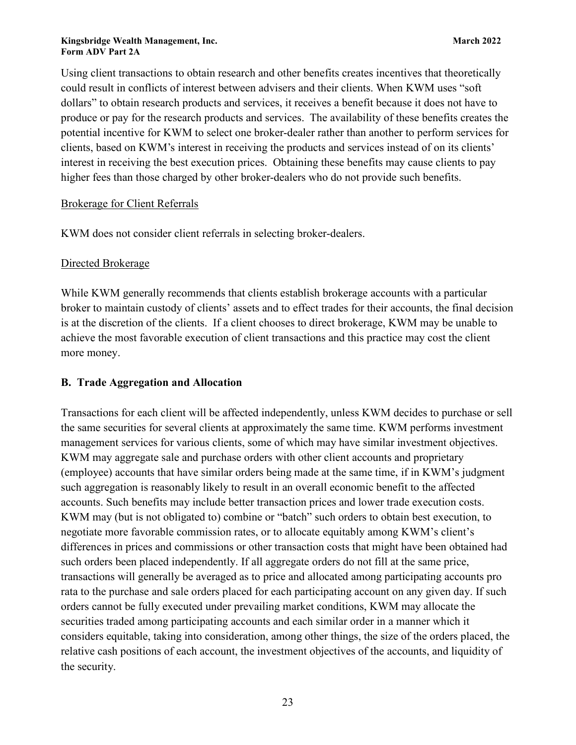Using client transactions to obtain research and other benefits creates incentives that theoretically could result in conflicts of interest between advisers and their clients. When KWM uses "soft dollars" to obtain research products and services, it receives a benefit because it does not have to produce or pay for the research products and services. The availability of these benefits creates the potential incentive for KWM to select one broker-dealer rather than another to perform services for clients, based on KWM's interest in receiving the products and services instead of on its clients' interest in receiving the best execution prices. Obtaining these benefits may cause clients to pay higher fees than those charged by other broker-dealers who do not provide such benefits.

Brokerage for Client Referrals

KWM does not consider client referrals in selecting broker-dealers.

Directed Brokerage

While KWM generally recommends that clients establish brokerage accounts with a particular broker to maintain custody of clients' assets and to effect trades for their accounts, the final decision is at the discretion of the clients. If a client chooses to direct brokerage, KWM may be unable to achieve the most favorable execution of client transactions and this practice may cost the client more money.

## B. Trade Aggregation and Allocation

Transactions for each client will be affected independently, unless KWM decides to purchase or sell the same securities for several clients at approximately the same time. KWM performs investment management services for various clients, some of which may have similar investment objectives. KWM may aggregate sale and purchase orders with other client accounts and proprietary (employee) accounts that have similar orders being made at the same time, if in KWM's judgment such aggregation is reasonably likely to result in an overall economic benefit to the affected accounts. Such benefits may include better transaction prices and lower trade execution costs. KWM may (but is not obligated to) combine or "batch" such orders to obtain best execution, to negotiate more favorable commission rates, or to allocate equitably among KWM's client's differences in prices and commissions or other transaction costs that might have been obtained had such orders been placed independently. If all aggregate orders do not fill at the same price, transactions will generally be averaged as to price and allocated among participating accounts pro rata to the purchase and sale orders placed for each participating account on any given day. If such orders cannot be fully executed under prevailing market conditions, KWM may allocate the securities traded among participating accounts and each similar order in a manner which it considers equitable, taking into consideration, among other things, the size of the orders placed, the relative cash positions of each account, the investment objectives of the accounts, and liquidity of the security.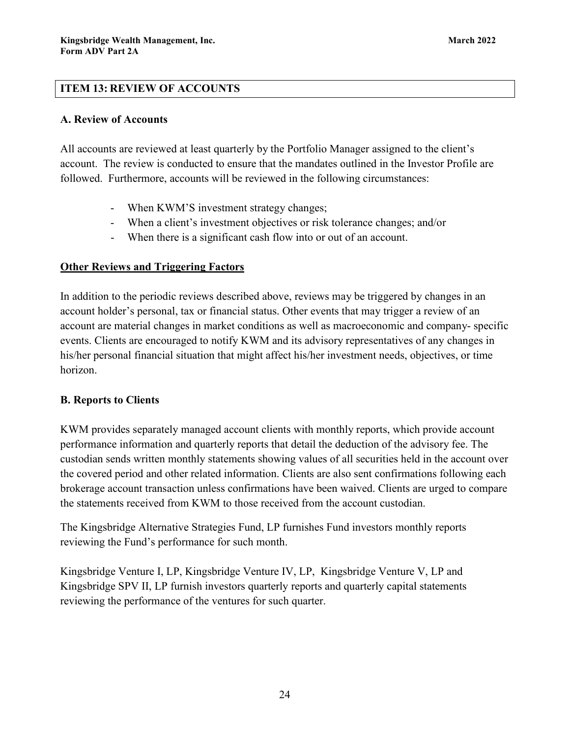## ITEM 13: REVIEW OF ACCOUNTS

### A. Review of Accounts

All accounts are reviewed at least quarterly by the Portfolio Manager assigned to the client's account. The review is conducted to ensure that the mandates outlined in the Investor Profile are followed. Furthermore, accounts will be reviewed in the following circumstances:

- When KWM'S investment strategy changes;
- When a client's investment objectives or risk tolerance changes; and/or
- When there is a significant cash flow into or out of an account.

**Other Reviews and Triggering Factors**

In addition to the periodic reviews described above, reviews may be triggered by changes in an account holder's personal, tax or financial status. Other events that may trigger a review of an account are material changes in market conditions as well as macroeconomic and company- specific events. Clients are encouraged to notify KWM and its advisory representatives of any changes in his/her personal financial situation that might affect his/her investment needs, objectives, or time horizon.

### B. Reports to Clients

KWM provides separately managed account clients with monthly reports, which provide account performance information and quarterly reports that detail the deduction of the advisory fee. The custodian sends written monthly statements showing values of all securities held in the account over the covered period and other related information. Clients are also sent confirmations following each brokerage account transaction unless confirmations have been waived. Clients are urged to compare the statements received from KWM to those received from the account custodian.

The Kingsbridge Alternative Strategies Fund, LP furnishes Fund investors monthly reports reviewing the Fund's performance for such month.

Kingsbridge Venture I, LP, Kingsbridge Venture IV, LP, Kingsbridge Venture V, LP and Kingsbridge SPV II, LP furnish investors quarterly reports and quarterly capital statements reviewing the performance of the ventures for such quarter.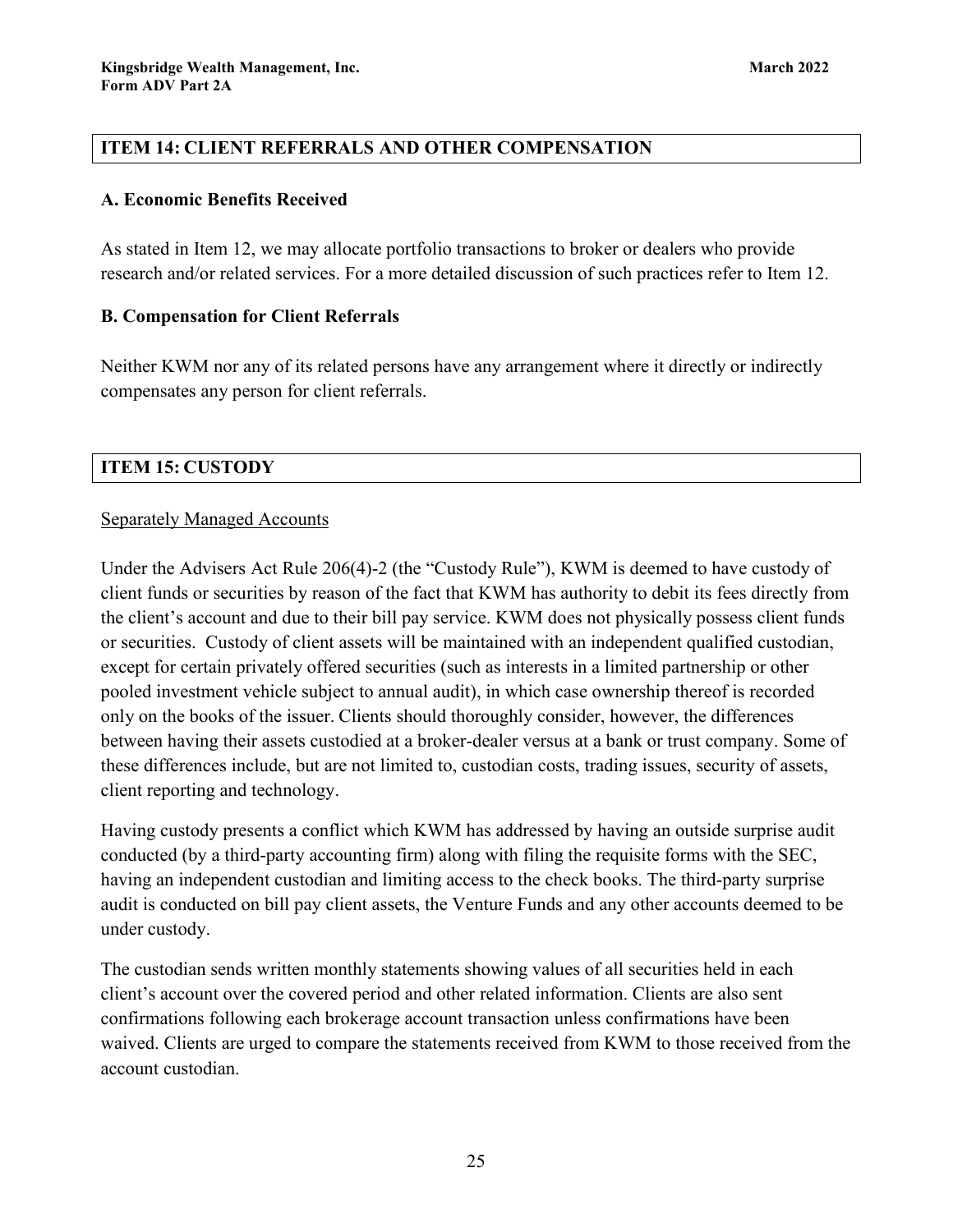## ITEM 14: CLIENT REFERRALS AND OTHER COMPENSATION

### A. Economic Benefits Received

As stated in Item 12, we may allocate portfolio transactions to broker or dealers who provide research and/or related services. For a more detailed discussion of such practices refer to Item 12.

### B. Compensation for Client Referrals

Neither KWM nor any of its related persons have any arrangement where it directly or indirectly compensates any person for client referrals.

## ITEM 15: CUSTODY

Separately Managed Accounts

Under the Advisers Act Rule 206(4)-2 (the "Custody Rule"), KWM is deemed to have custody of client funds or securities by reason of the fact that KWM has authority to debit its fees directly from the client's account and due to their bill pay service. KWM does not physically possess client funds or securities. Custody of client assets will be maintained with an independent qualified custodian, except for certain privately offered securities (such as interests in a limited partnership or other pooled investment vehicle subject to annual audit), in which case ownership thereof is recorded only on the books of the issuer. Clients should thoroughly consider, however, the differences between having their assets custodied at a broker-dealer versus at a bank or trust company. Some of these differences include, but are not limited to, custodian costs, trading issues, security of assets, client reporting and technology.

Having custody presents a conflict which KWM has addressed by having an outside surprise audit conducted (by a third-party accounting firm) along with filing the requisite forms with the SEC, having an independent custodian and limiting access to the check books. The third-party surprise audit is conducted on bill pay client assets, the Venture Funds and any other accounts deemed to be under custody.

The custodian sends written monthly statements showing values of all securities held in each client's account over the covered period and other related information. Clients are also sent confirmations following each brokerage account transaction unless confirmations have been waived. Clients are urged to compare the statements received from KWM to those received from the account custodian.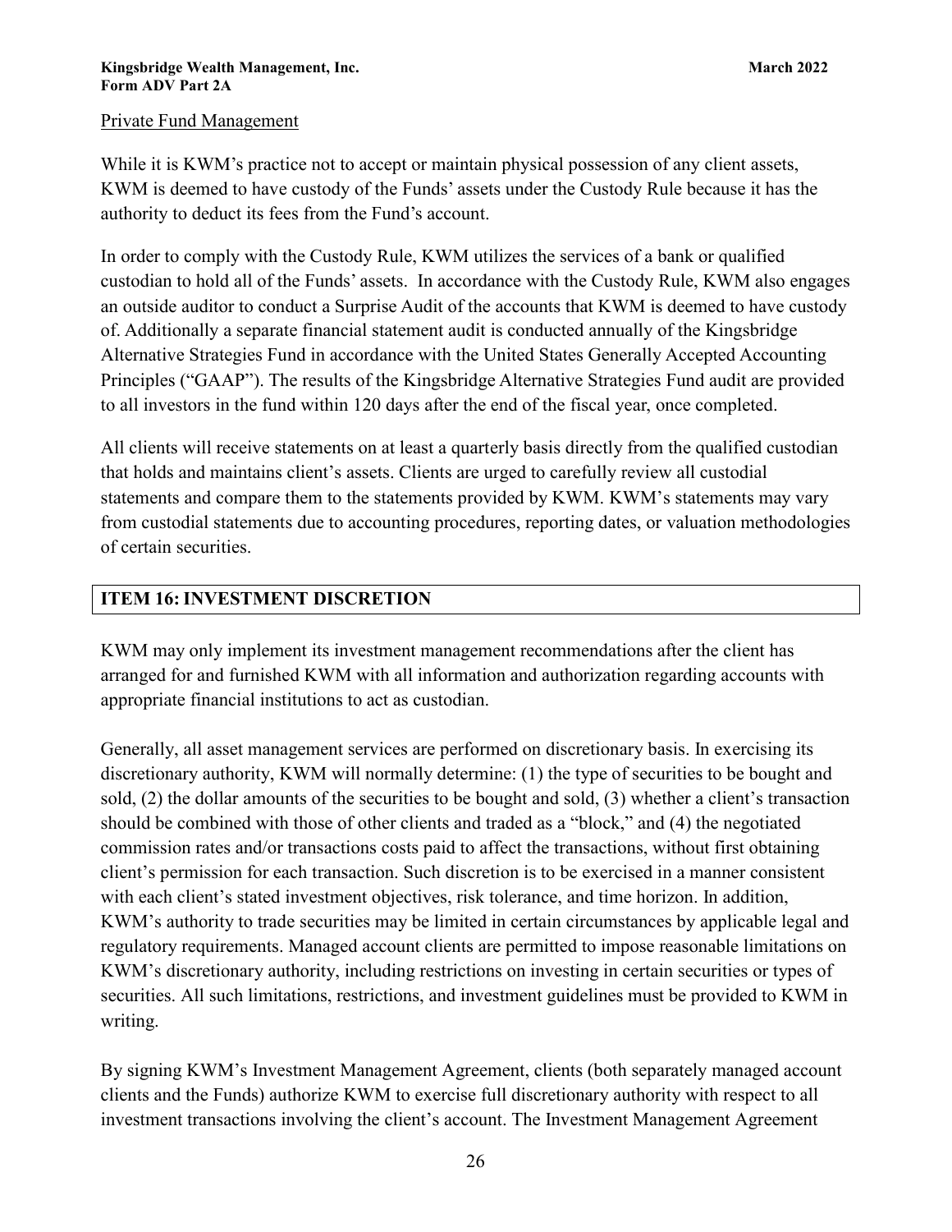Private Fund Management

While it is KWM's practice not to accept or maintain physical possession of any client assets, KWM is deemed to have custody of the Funds' assets under the Custody Rule because it has the authority to deduct its fees from the Fund's account.

In order to comply with the Custody Rule, KWM utilizes the services of a bank or qualified custodian to hold all of the Funds' assets. In accordance with the Custody Rule, KWM also engages an outside auditor to conduct a Surprise Audit of the accounts that KWM is deemed to have custody of. Additionally a separate financial statement audit is conducted annually of the Kingsbridge Alternative Strategies Fund in accordance with the United States Generally Accepted Accounting Principles ("GAAP"). The results of the Kingsbridge Alternative Strategies Fund audit are provided to all investors in the fund within 120 days after the end of the fiscal year, once completed.

All clients will receive statements on at least a quarterly basis directly from the qualified custodian that holds and maintains client's assets. Clients are urged to carefully review all custodial statements and compare them to the statements provided by KWM. KWM's statements may vary from custodial statements due to accounting procedures, reporting dates, or valuation methodologies of certain securities.

## ITEM 16: INVESTMENT DISCRETION

KWM may only implement its investment management recommendations after the client has arranged for and furnished KWM with all information and authorization regarding accounts with appropriate financial institutions to act as custodian.

Generally, all asset management services are performed on discretionary basis. In exercising its discretionary authority, KWM will normally determine: (1) the type of securities to be bought and sold, (2) the dollar amounts of the securities to be bought and sold, (3) whether a client's transaction should be combined with those of other clients and traded as a "block," and (4) the negotiated commission rates and/or transactions costs paid to affect the transactions, without first obtaining client's permission for each transaction. Such discretion is to be exercised in a manner consistent with each client's stated investment objectives, risk tolerance, and time horizon. In addition, KWM's authority to trade securities may be limited in certain circumstances by applicable legal and regulatory requirements. Managed account clients are permitted to impose reasonable limitations on KWM's discretionary authority, including restrictions on investing in certain securities or types of securities. All such limitations, restrictions, and investment guidelines must be provided to KWM in writing.

By signing KWM's Investment Management Agreement, clients (both separately managed account clients and the Funds) authorize KWM to exercise full discretionary authority with respect to all investment transactions involving the client's account. The Investment Management Agreement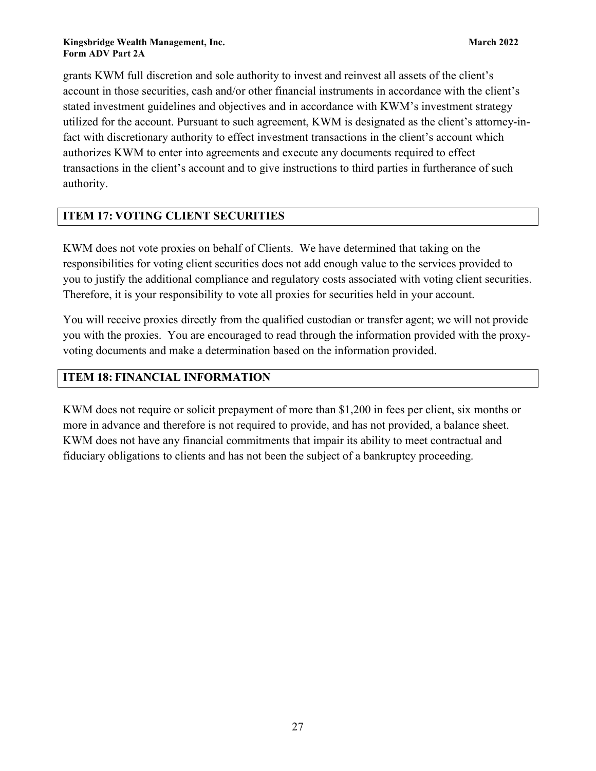grants KWM full discretion and sole authority to invest and reinvest all assets of the client's account in those securities, cash and/or other financial instruments in accordance with the client's stated investment guidelines and objectives and in accordance with KWM's investment strategy utilized for the account. Pursuant to such agreement, KWM is designated as the client's attorney-in-fact with discretionary authority to effect investment transactions in the client's account which authorizes KWM to enter into agreements and execute any documents required to effect transactions in the client's account and to give instructions to third parties in furtherance of such authority.

## ITEM 17: VOTING CLIENT SECURITIES

KWM does not vote proxies on behalf of Clients. We have determined that taking on the responsibilities for voting client securities does not add enough value to the services provided to you to justify the additional compliance and regulatory costs associated with voting client securities. Therefore, it is your responsibility to vote all proxies for securities held in your account.

You will receive proxies directly from the qualified custodian or transfer agent; we will not provide you with the proxies. You are encouraged to read through the information provided with the proxy-voting documents and make a determination based on the information provided.

## ITEM 18: FINANCIAL INFORMATION

KWM does not require or solicit prepayment of more than $1,200 in fees per client, six months or more in advance and therefore is not required to provide, and has not provided, a balance sheet. KWM does not have any financial commitments that impair its ability to meet contractual and fiduciary obligations to clients and has not been the subject of a bankruptcy proceeding.